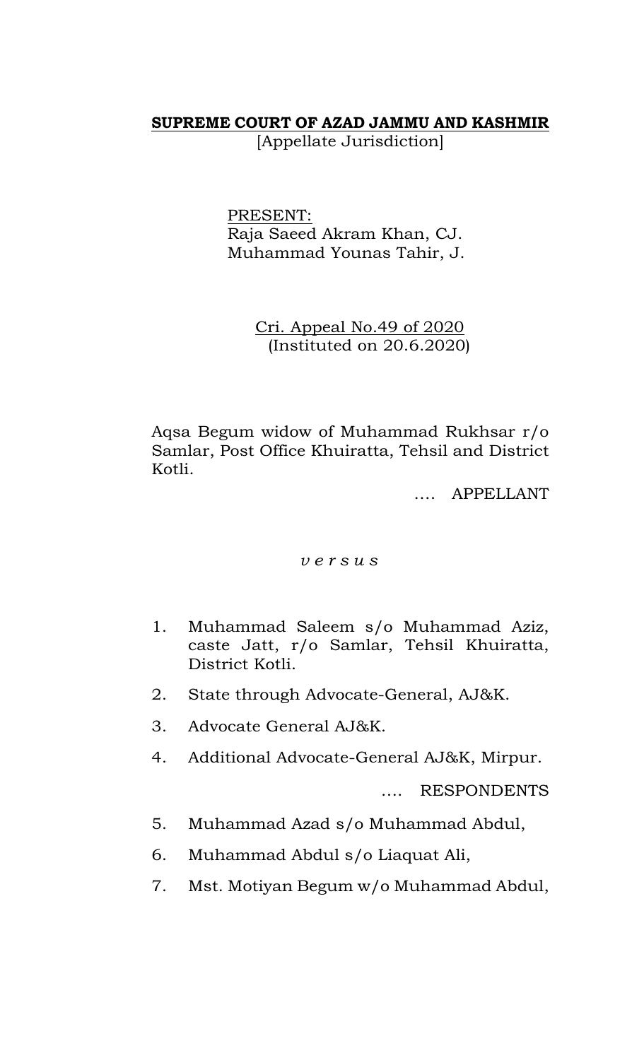# **SUPREME COURT OF AZAD JAMMU AND KASHMIR**

[Appellate Jurisdiction]

PRESENT:
Raja Saeed Akram Khan, CJ.
Muhammad Younas Tahir, J.

Cri. Appeal No.49 of 2020
(Instituted on 20.6.2020)

Aqsa Begum widow of Muhammad Rukhsar r/o Samlar, Post Office Khuiratta, Tehsil and District Kotli.

…. APPELLANT

*v e r s u s*

1. Muhammad Saleem s/o Muhammad Aziz, caste Jatt, r/o Samlar, Tehsil Khuiratta, District Kotli.
2. State through Advocate-General, AJ&K.
3. Advocate General AJ&K.
4. Additional Advocate-General AJ&K, Mirpur.

…. RESPONDENTS

5. Muhammad Azad s/o Muhammad Abdul,
6. Muhammad Abdul s/o Liaquat Ali,
7. Mst. Motiyan Begum w/o Muhammad Abdul,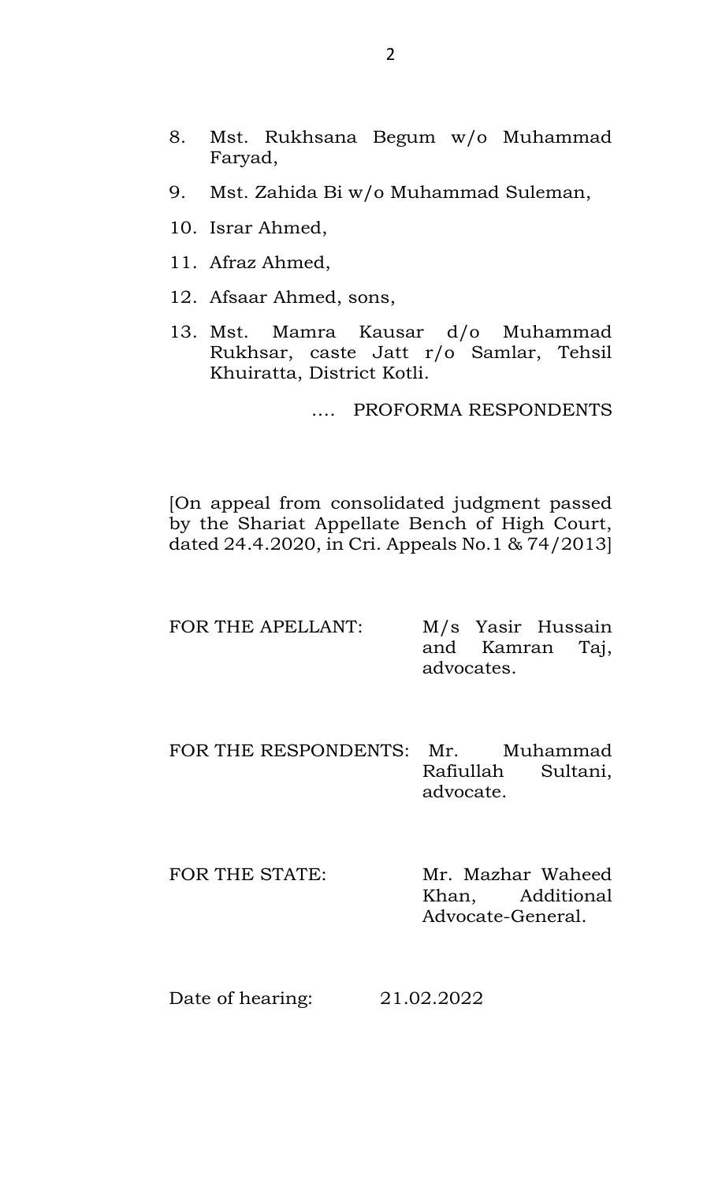8. Mst. Rukhsana Begum w/o Muhammad Faryad,
9. Mst. Zahida Bi w/o Muhammad Suleman,
10. Israr Ahmed,
11. Afraz Ahmed,
12. Afsaar Ahmed, sons,
13. Mst. Mamra Kausar d/o Muhammad Rukhsar, caste Jatt r/o Samlar, Tehsil Khuiratta, District Kotli.

…. PROFORMA RESPONDENTS

[On appeal from consolidated judgment passed by the Shariat Appellate Bench of High Court, dated 24.4.2020, in Cri. Appeals No.1 & 74/2013]

FOR THE APELLANT: M/s Yasir Hussain and Kamran Taj, advocates.

FOR THE RESPONDENTS: Mr. Muhammad Rafiullah Sultani, advocate.

FOR THE STATE: Mr. Mazhar Waheed Khan, Additional Advocate-General.

Date of hearing: 21.02.2022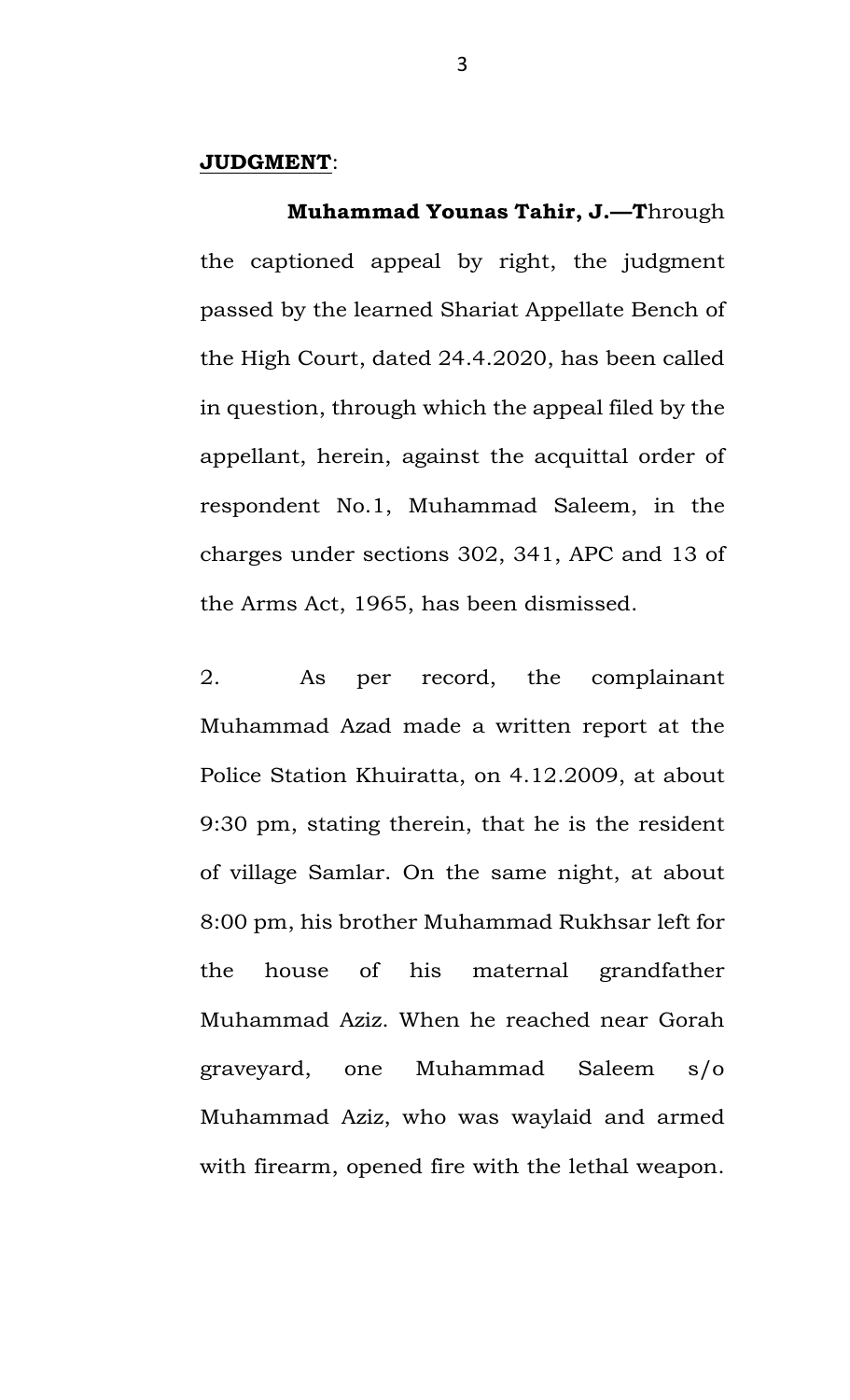**JUDGMENT**:

**Muhammad Younas Tahir, J.—T**hrough the captioned appeal by right, the judgment passed by the learned Shariat Appellate Bench of the High Court, dated 24.4.2020, has been called in question, through which the appeal filed by the appellant, herein, against the acquittal order of respondent No.1, Muhammad Saleem, in the charges under sections 302, 341, APC and 13 of the Arms Act, 1965, has been dismissed.

2. As per record, the complainant Muhammad Azad made a written report at the Police Station Khuiratta, on 4.12.2009, at about 9:30 pm, stating therein, that he is the resident of village Samlar. On the same night, at about 8:00 pm, his brother Muhammad Rukhsar left for the house of his maternal grandfather Muhammad Aziz. When he reached near Gorah graveyard, one Muhammad Saleem s/o Muhammad Aziz, who was waylaid and armed with firearm, opened fire with the lethal weapon.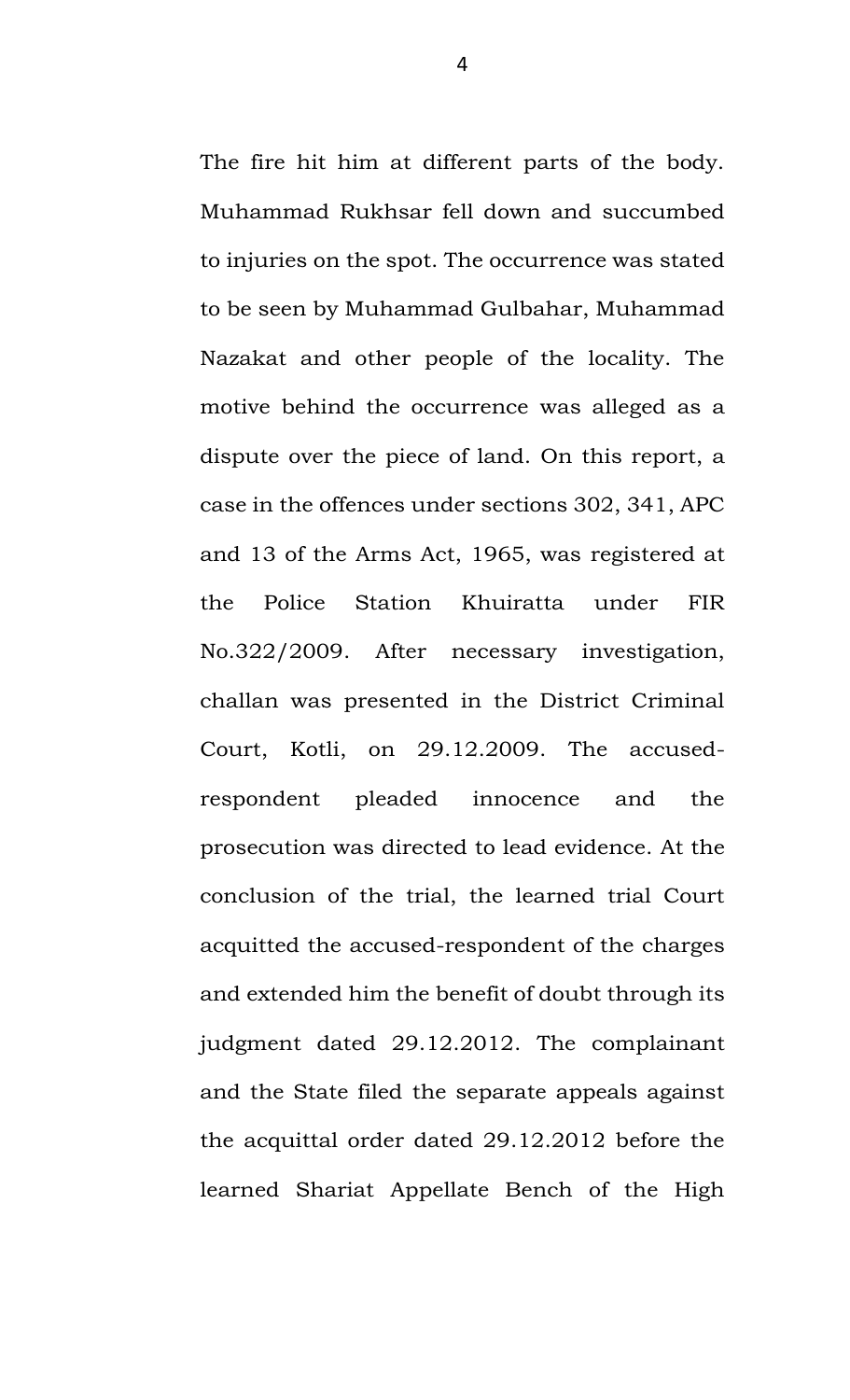The fire hit him at different parts of the body. Muhammad Rukhsar fell down and succumbed to injuries on the spot. The occurrence was stated to be seen by Muhammad Gulbahar, Muhammad Nazakat and other people of the locality. The motive behind the occurrence was alleged as a dispute over the piece of land. On this report, a case in the offences under sections 302, 341, APC and 13 of the Arms Act, 1965, was registered at the Police Station Khuiratta under FIR No.322/2009. After necessary investigation, challan was presented in the District Criminal Court, Kotli, on 29.12.2009. The accused-respondent pleaded innocence and the prosecution was directed to lead evidence. At the conclusion of the trial, the learned trial Court acquitted the accused-respondent of the charges and extended him the benefit of doubt through its judgment dated 29.12.2012. The complainant and the State filed the separate appeals against the acquittal order dated 29.12.2012 before the learned Shariat Appellate Bench of the High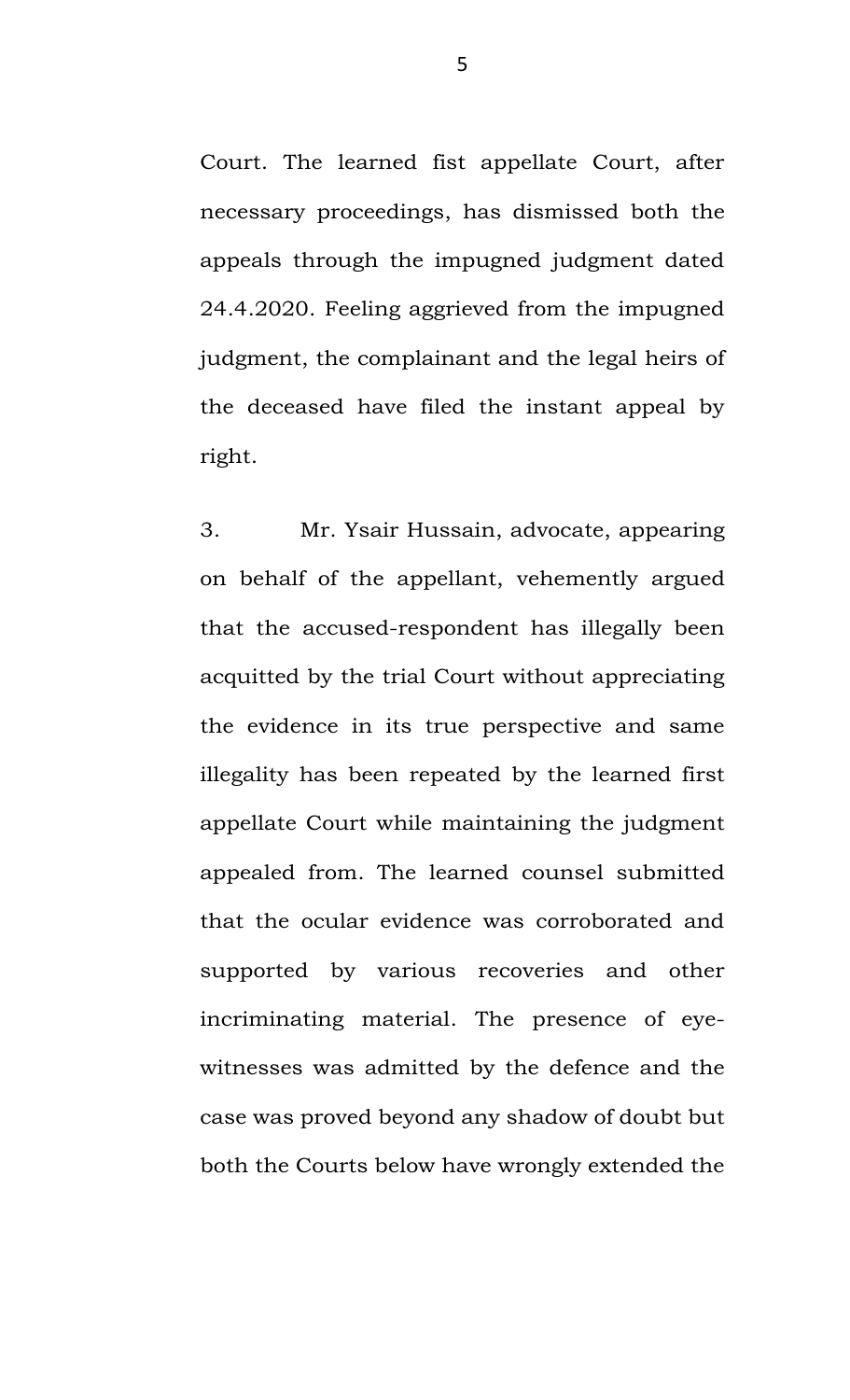Court. The learned fist appellate Court, after necessary proceedings, has dismissed both the appeals through the impugned judgment dated 24.4.2020. Feeling aggrieved from the impugned judgment, the complainant and the legal heirs of the deceased have filed the instant appeal by right.

3. Mr. Ysair Hussain, advocate, appearing on behalf of the appellant, vehemently argued that the accused-respondent has illegally been acquitted by the trial Court without appreciating the evidence in its true perspective and same illegality has been repeated by the learned first appellate Court while maintaining the judgment appealed from. The learned counsel submitted that the ocular evidence was corroborated and supported by various recoveries and other incriminating material. The presence of eye-witnesses was admitted by the defence and the case was proved beyond any shadow of doubt but both the Courts below have wrongly extended the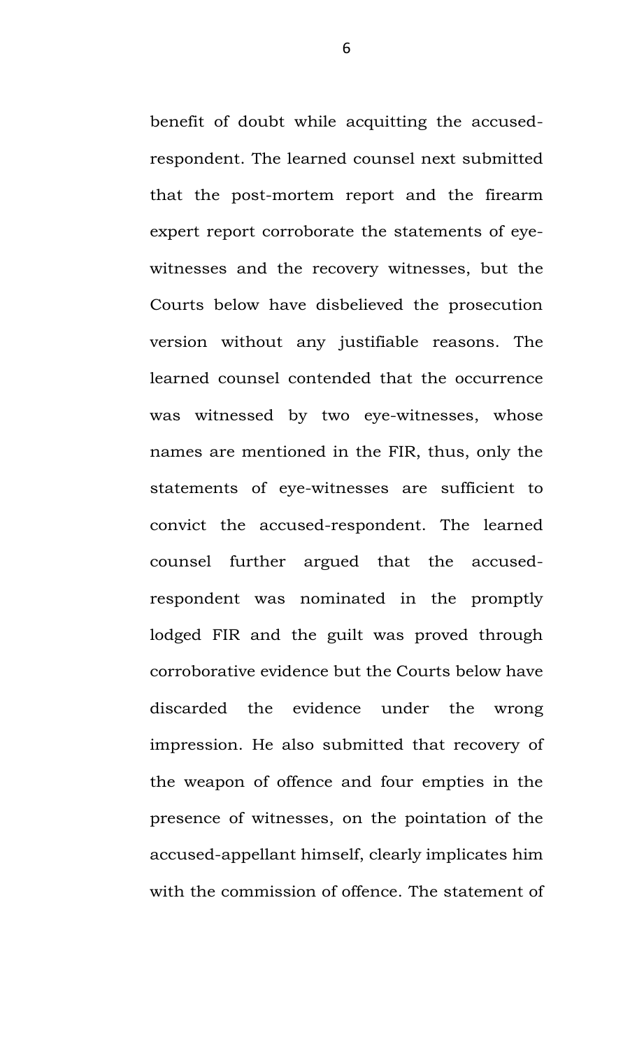benefit of doubt while acquitting the accused-respondent. The learned counsel next submitted that the post-mortem report and the firearm expert report corroborate the statements of eye-witnesses and the recovery witnesses, but the Courts below have disbelieved the prosecution version without any justifiable reasons. The learned counsel contended that the occurrence was witnessed by two eye-witnesses, whose names are mentioned in the FIR, thus, only the statements of eye-witnesses are sufficient to convict the accused-respondent. The learned counsel further argued that the accused-respondent was nominated in the promptly lodged FIR and the guilt was proved through corroborative evidence but the Courts below have discarded the evidence under the wrong impression. He also submitted that recovery of the weapon of offence and four empties in the presence of witnesses, on the pointation of the accused-appellant himself, clearly implicates him with the commission of offence. The statement of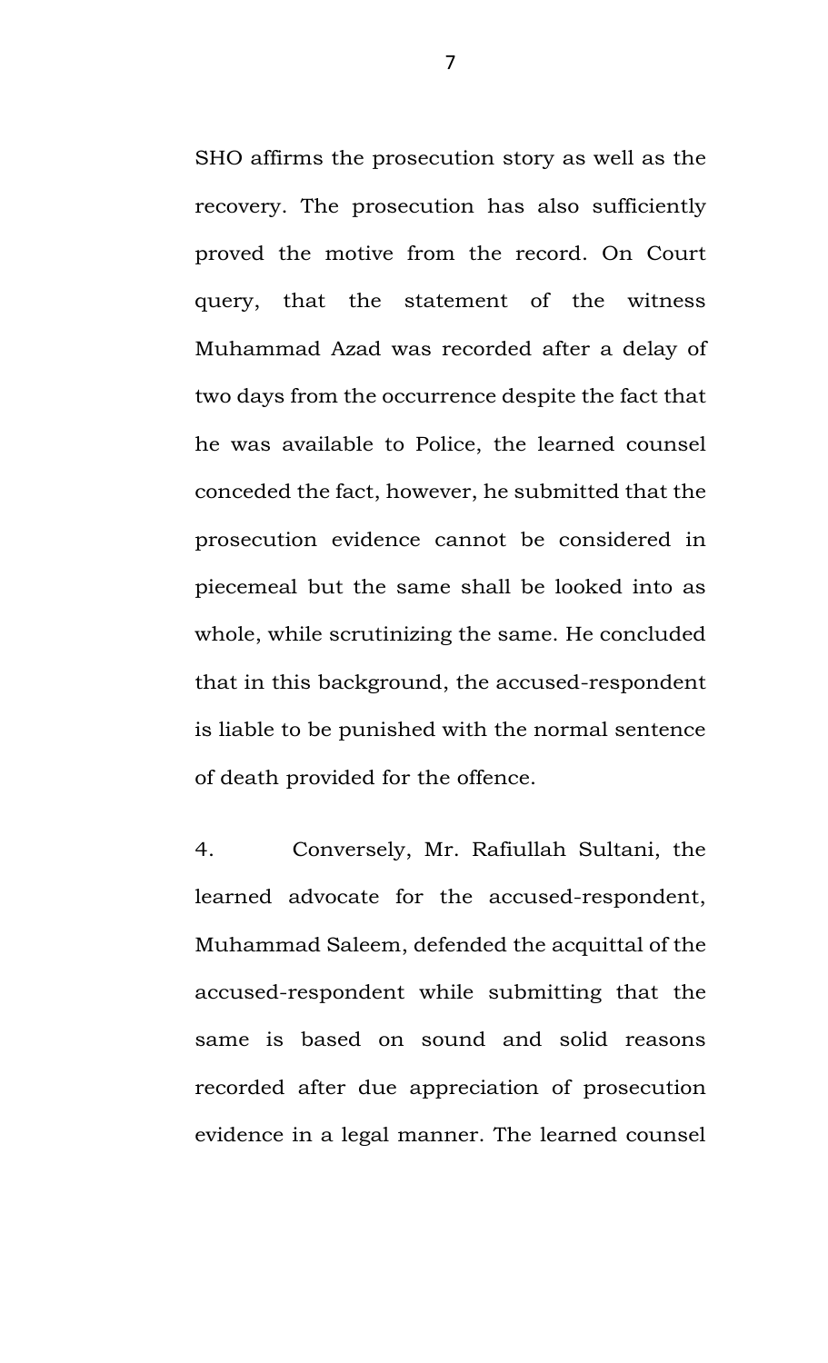SHO affirms the prosecution story as well as the recovery. The prosecution has also sufficiently proved the motive from the record. On Court query, that the statement of the witness Muhammad Azad was recorded after a delay of two days from the occurrence despite the fact that he was available to Police, the learned counsel conceded the fact, however, he submitted that the prosecution evidence cannot be considered in piecemeal but the same shall be looked into as whole, while scrutinizing the same. He concluded that in this background, the accused-respondent is liable to be punished with the normal sentence of death provided for the offence.

4. Conversely, Mr. Rafiullah Sultani, the learned advocate for the accused-respondent, Muhammad Saleem, defended the acquittal of the accused-respondent while submitting that the same is based on sound and solid reasons recorded after due appreciation of prosecution evidence in a legal manner. The learned counsel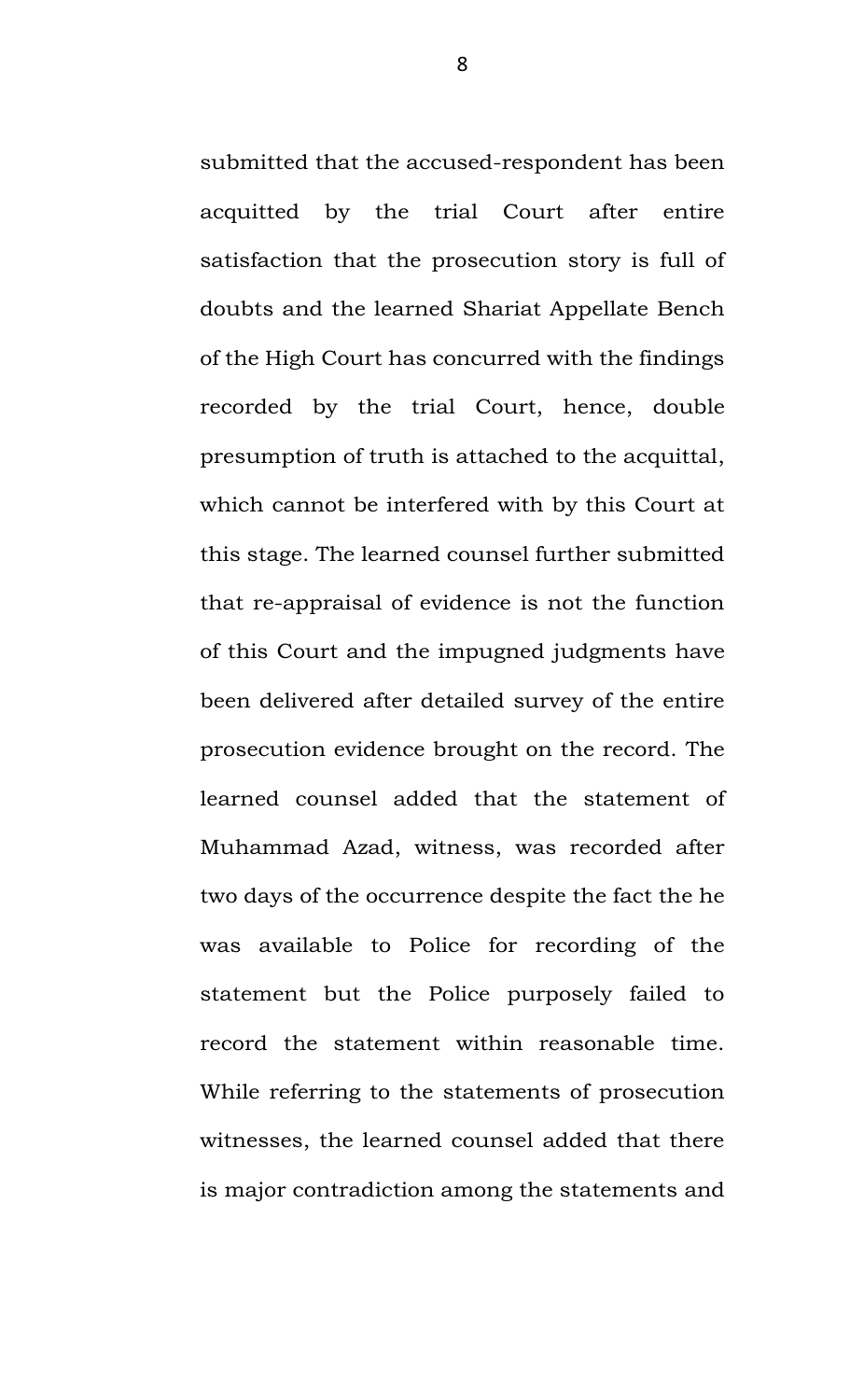submitted that the accused-respondent has been acquitted by the trial Court after entire satisfaction that the prosecution story is full of doubts and the learned Shariat Appellate Bench of the High Court has concurred with the findings recorded by the trial Court, hence, double presumption of truth is attached to the acquittal, which cannot be interfered with by this Court at this stage. The learned counsel further submitted that re-appraisal of evidence is not the function of this Court and the impugned judgments have been delivered after detailed survey of the entire prosecution evidence brought on the record. The learned counsel added that the statement of Muhammad Azad, witness, was recorded after two days of the occurrence despite the fact the he was available to Police for recording of the statement but the Police purposely failed to record the statement within reasonable time. While referring to the statements of prosecution witnesses, the learned counsel added that there is major contradiction among the statements and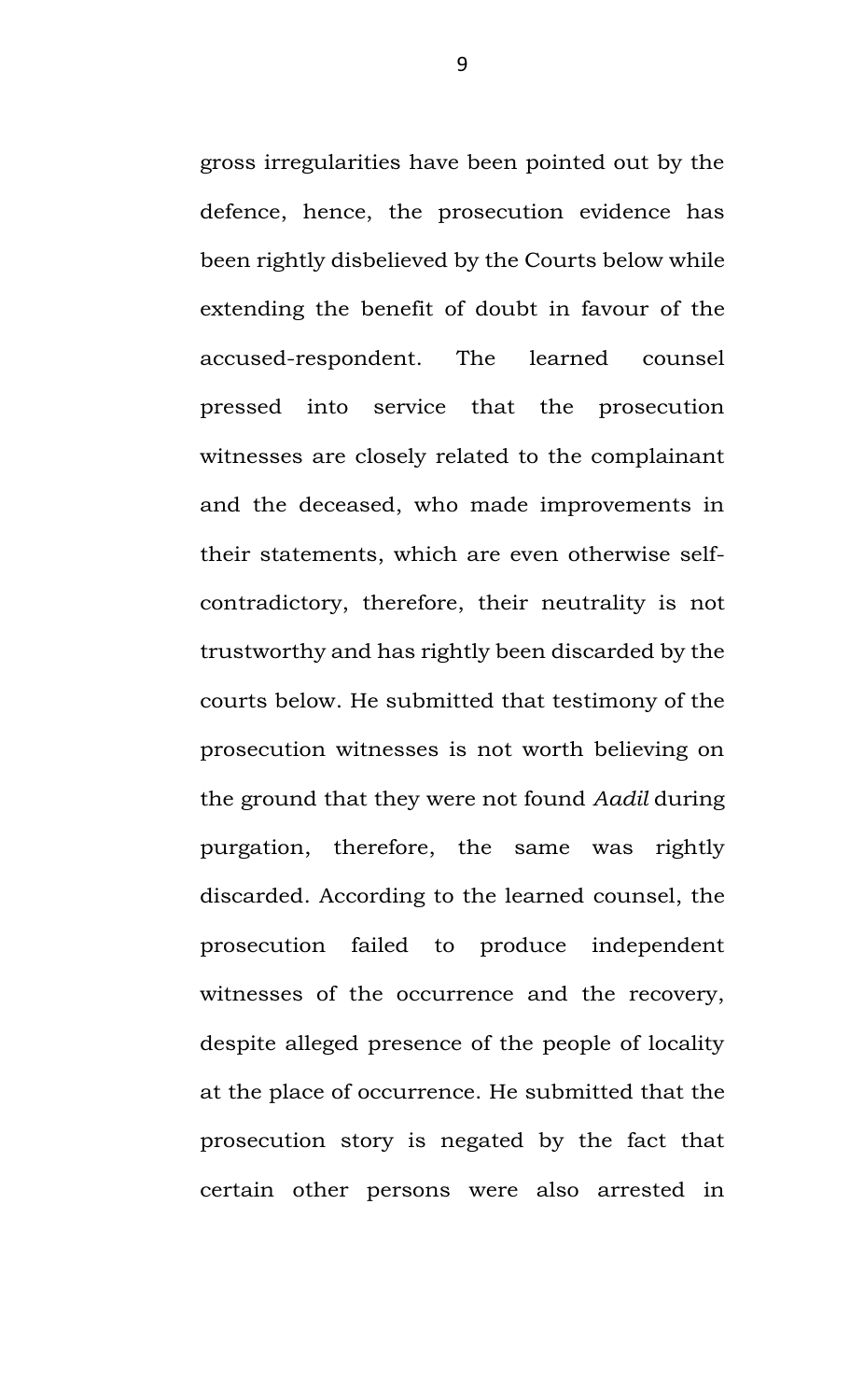gross irregularities have been pointed out by the defence, hence, the prosecution evidence has been rightly disbelieved by the Courts below while extending the benefit of doubt in favour of the accused-respondent. The learned counsel pressed into service that the prosecution witnesses are closely related to the complainant and the deceased, who made improvements in their statements, which are even otherwise self-contradictory, therefore, their neutrality is not trustworthy and has rightly been discarded by the courts below. He submitted that testimony of the prosecution witnesses is not worth believing on the ground that they were not found *Aadil* during purgation, therefore, the same was rightly discarded. According to the learned counsel, the prosecution failed to produce independent witnesses of the occurrence and the recovery, despite alleged presence of the people of locality at the place of occurrence. He submitted that the prosecution story is negated by the fact that certain other persons were also arrested in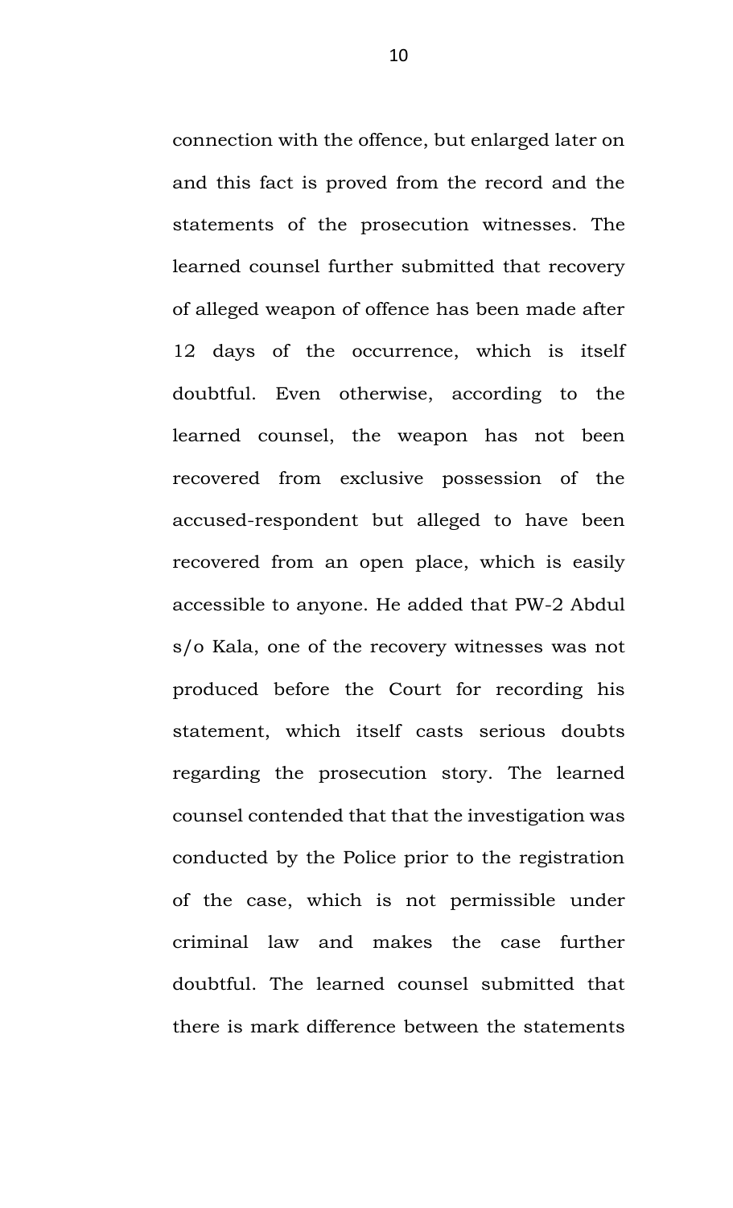connection with the offence, but enlarged later on and this fact is proved from the record and the statements of the prosecution witnesses. The learned counsel further submitted that recovery of alleged weapon of offence has been made after 12 days of the occurrence, which is itself doubtful. Even otherwise, according to the learned counsel, the weapon has not been recovered from exclusive possession of the accused-respondent but alleged to have been recovered from an open place, which is easily accessible to anyone. He added that PW-2 Abdul s/o Kala, one of the recovery witnesses was not produced before the Court for recording his statement, which itself casts serious doubts regarding the prosecution story. The learned counsel contended that that the investigation was conducted by the Police prior to the registration of the case, which is not permissible under criminal law and makes the case further doubtful. The learned counsel submitted that there is mark difference between the statements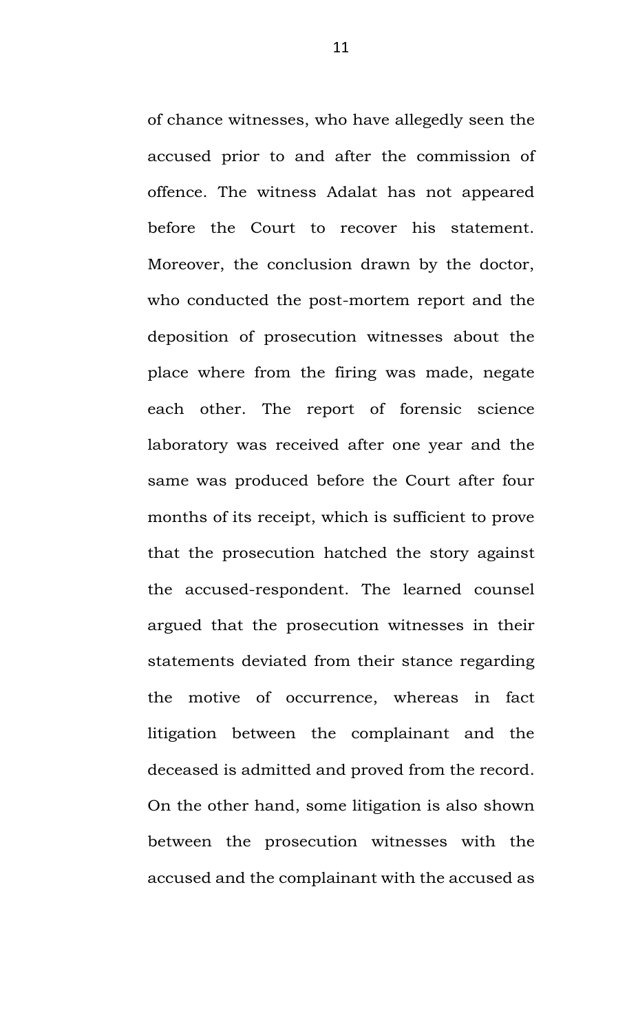of chance witnesses, who have allegedly seen the accused prior to and after the commission of offence. The witness Adalat has not appeared before the Court to recover his statement. Moreover, the conclusion drawn by the doctor, who conducted the post-mortem report and the deposition of prosecution witnesses about the place where from the firing was made, negate each other. The report of forensic science laboratory was received after one year and the same was produced before the Court after four months of its receipt, which is sufficient to prove that the prosecution hatched the story against the accused-respondent. The learned counsel argued that the prosecution witnesses in their statements deviated from their stance regarding the motive of occurrence, whereas in fact litigation between the complainant and the deceased is admitted and proved from the record. On the other hand, some litigation is also shown between the prosecution witnesses with the accused and the complainant with the accused as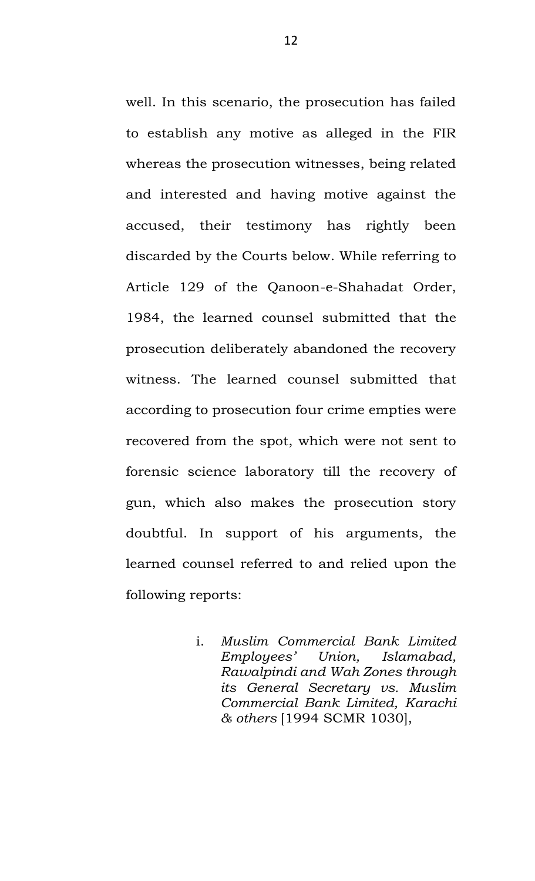well. In this scenario, the prosecution has failed to establish any motive as alleged in the FIR whereas the prosecution witnesses, being related and interested and having motive against the accused, their testimony has rightly been discarded by the Courts below. While referring to Article 129 of the Qanoon-e-Shahadat Order, 1984, the learned counsel submitted that the prosecution deliberately abandoned the recovery witness. The learned counsel submitted that according to prosecution four crime empties were recovered from the spot, which were not sent to forensic science laboratory till the recovery of gun, which also makes the prosecution story doubtful. In support of his arguments, the learned counsel referred to and relied upon the following reports:

i. *Muslim Commercial Bank Limited Employees' Union, Islamabad, Rawalpindi and Wah Zones through its General Secretary vs. Muslim Commercial Bank Limited, Karachi & others* [1994 SCMR 1030],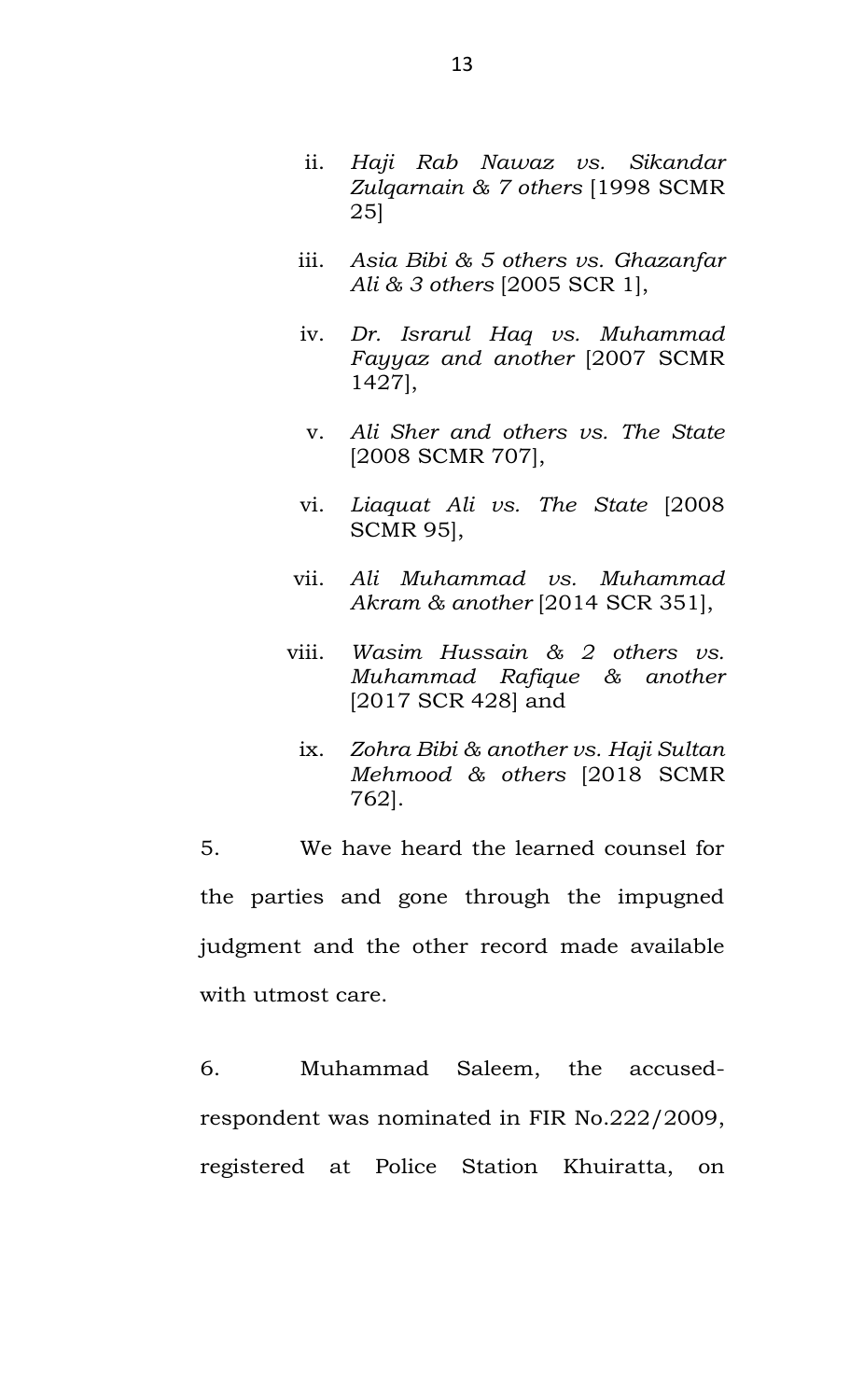ii. *Haji Rab Nawaz vs. Sikandar Zulqarnain & 7 others* [1998 SCMR 25]

iii. *Asia Bibi & 5 others vs. Ghazanfar Ali & 3 others* [2005 SCR 1],

iv. *Dr. Israrul Haq vs. Muhammad Fayyaz and another* [2007 SCMR 1427],

v. *Ali Sher and others vs. The State* [2008 SCMR 707],

vi. *Liaquat Ali vs. The State* [2008 SCMR 95],

vii. *Ali Muhammad vs. Muhammad Akram & another* [2014 SCR 351],

viii. *Wasim Hussain & 2 others vs. Muhammad Rafique & another* [2017 SCR 428] and

ix. *Zohra Bibi & another vs. Haji Sultan Mehmood & others* [2018 SCMR 762].

5. We have heard the learned counsel for the parties and gone through the impugned judgment and the other record made available with utmost care.

6. Muhammad Saleem, the accused-respondent was nominated in FIR No.222/2009, registered at Police Station Khuiratta, on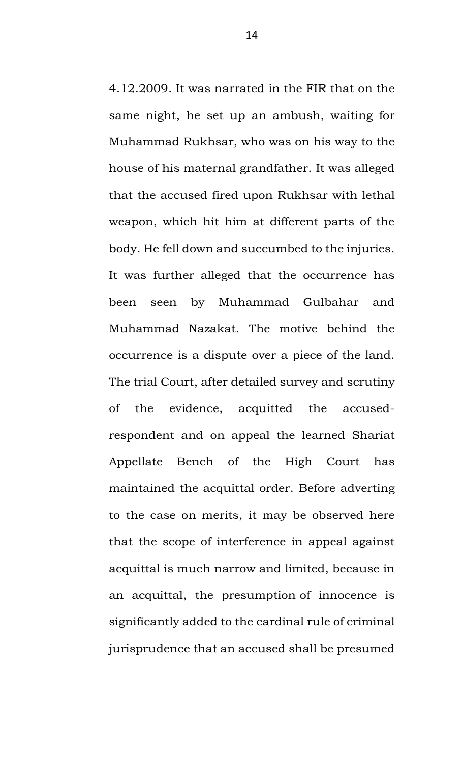4.12.2009. It was narrated in the FIR that on the same night, he set up an ambush, waiting for Muhammad Rukhsar, who was on his way to the house of his maternal grandfather. It was alleged that the accused fired upon Rukhsar with lethal weapon, which hit him at different parts of the body. He fell down and succumbed to the injuries. It was further alleged that the occurrence has been seen by Muhammad Gulbahar and Muhammad Nazakat. The motive behind the occurrence is a dispute over a piece of the land. The trial Court, after detailed survey and scrutiny of the evidence, acquitted the accused-respondent and on appeal the learned Shariat Appellate Bench of the High Court has maintained the acquittal order. Before adverting to the case on merits, it may be observed here that the scope of interference in appeal against acquittal is much narrow and limited, because in an acquittal, the presumption of innocence is significantly added to the cardinal rule of criminal jurisprudence that an accused shall be presumed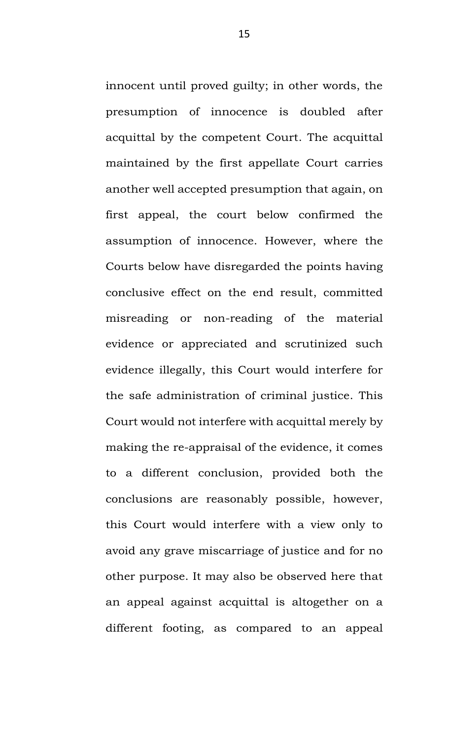innocent until proved guilty; in other words, the presumption of innocence is doubled after acquittal by the competent Court. The acquittal maintained by the first appellate Court carries another well accepted presumption that again, on first appeal, the court below confirmed the assumption of innocence. However, where the Courts below have disregarded the points having conclusive effect on the end result, committed misreading or non-reading of the material evidence or appreciated and scrutinized such evidence illegally, this Court would interfere for the safe administration of criminal justice. This Court would not interfere with acquittal merely by making the re-appraisal of the evidence, it comes to a different conclusion, provided both the conclusions are reasonably possible, however, this Court would interfere with a view only to avoid any grave miscarriage of justice and for no other purpose. It may also be observed here that an appeal against acquittal is altogether on a different footing, as compared to an appeal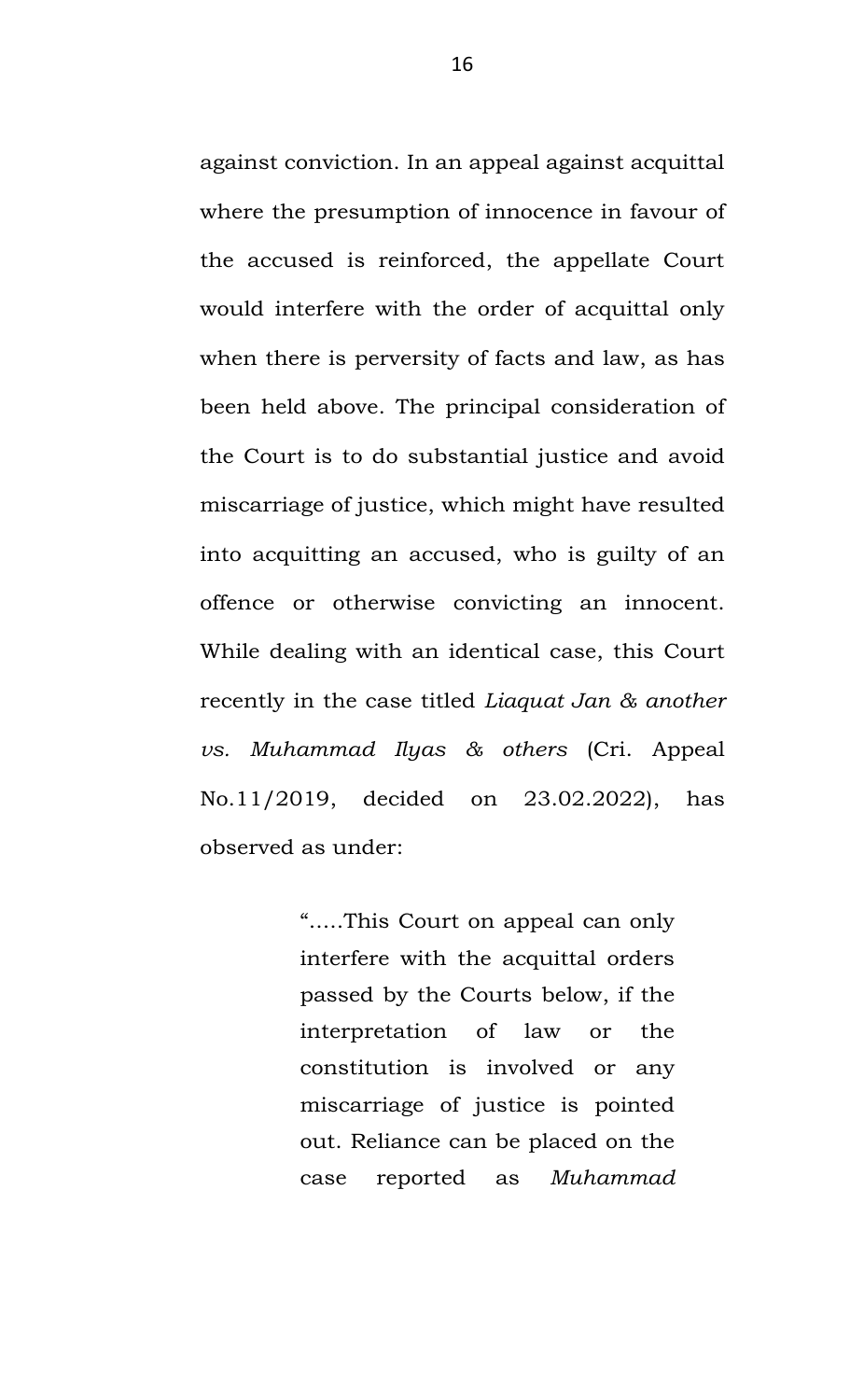against conviction. In an appeal against acquittal where the presumption of innocence in favour of the accused is reinforced, the appellate Court would interfere with the order of acquittal only when there is perversity of facts and law, as has been held above. The principal consideration of the Court is to do substantial justice and avoid miscarriage of justice, which might have resulted into acquitting an accused, who is guilty of an offence or otherwise convicting an innocent. While dealing with an identical case, this Court recently in the case titled *Liaquat Jan & another vs. Muhammad Ilyas & others* (Cri. Appeal No.11/2019, decided on 23.02.2022), has observed as under:

> ".....This Court on appeal can only interfere with the acquittal orders passed by the Courts below, if the interpretation of law or the constitution is involved or any miscarriage of justice is pointed out. Reliance can be placed on the case reported as *Muhammad*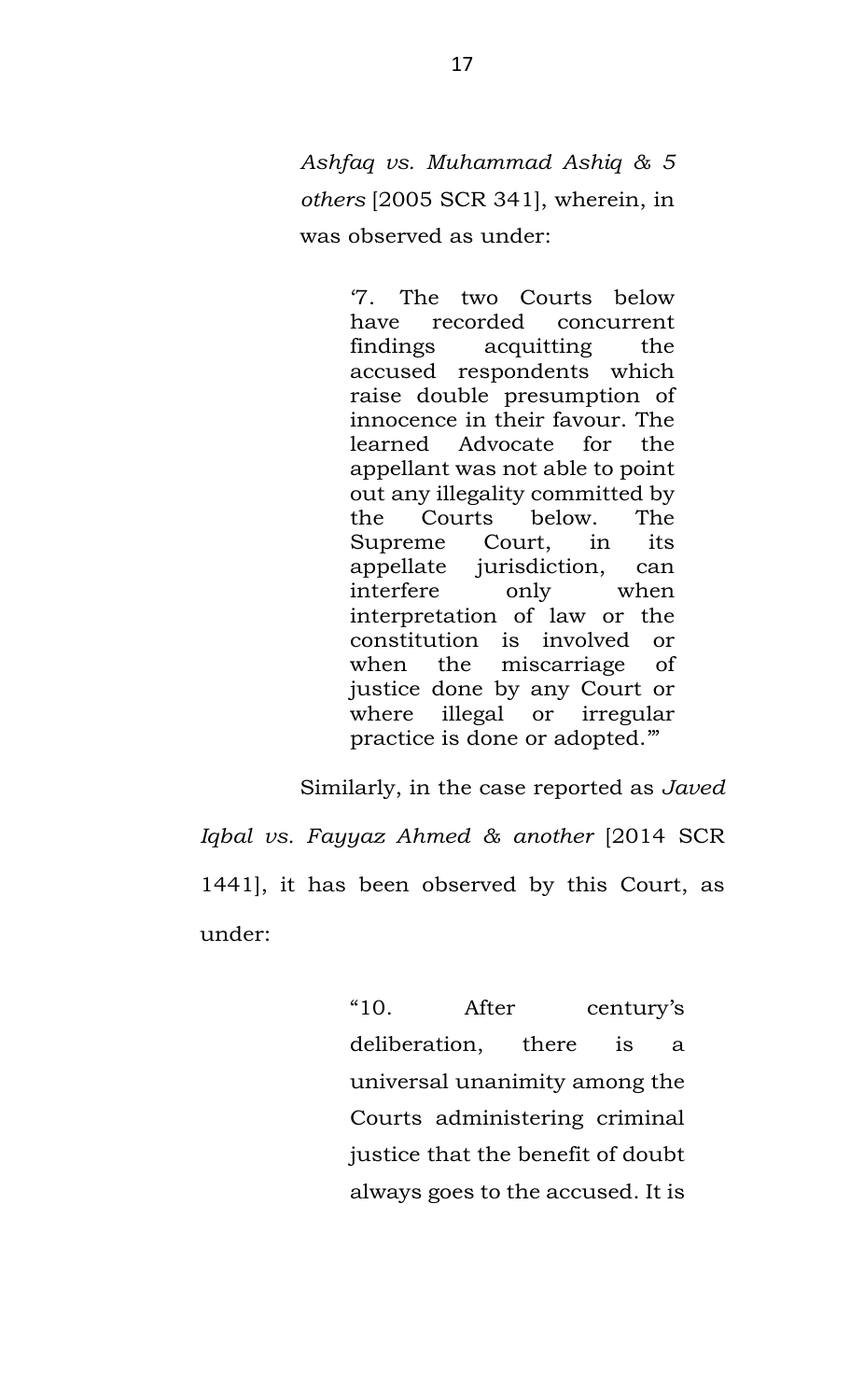*Ashfaq vs. Muhammad Ashiq & 5 others* [2005 SCR 341], wherein, in was observed as under:

> '7. The two Courts below have recorded concurrent findings acquitting the accused respondents which raise double presumption of innocence in their favour. The learned Advocate for the appellant was not able to point out any illegality committed by the Courts below. The Supreme Court, in its appellate jurisdiction, can interfere only when interpretation of law or the constitution is involved or when the miscarriage of justice done by any Court or where illegal or irregular practice is done or adopted.'"

Similarly, in the case reported as *Javed Iqbal vs. Fayyaz Ahmed & another* [2014 SCR 1441], it has been observed by this Court, as under:

> "10. After century's deliberation, there is a universal unanimity among the Courts administering criminal justice that the benefit of doubt always goes to the accused. It is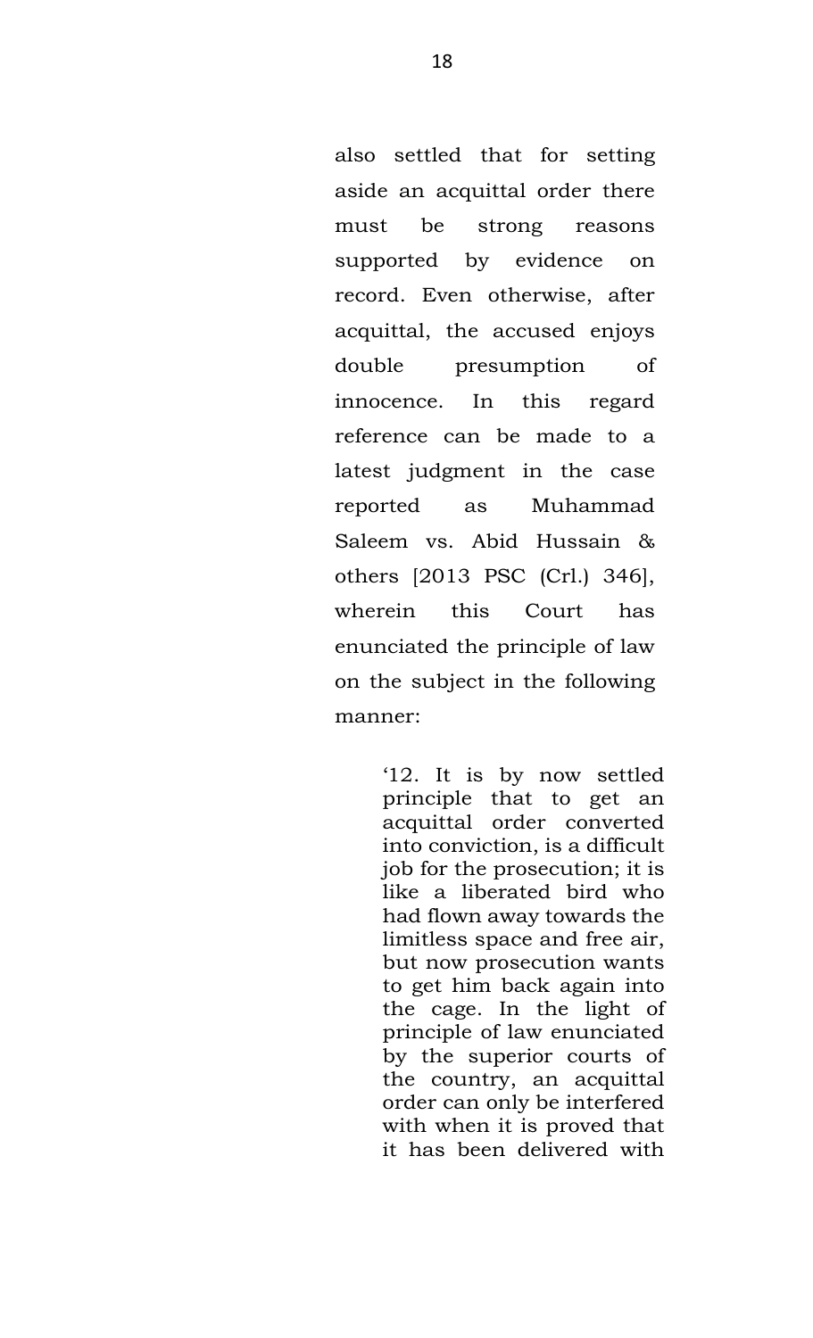also settled that for setting aside an acquittal order there must be strong reasons supported by evidence on record. Even otherwise, after acquittal, the accused enjoys double presumption of innocence. In this regard reference can be made to a latest judgment in the case reported as Muhammad Saleem vs. Abid Hussain & others [2013 PSC (Crl.) 346], wherein this Court has enunciated the principle of law on the subject in the following manner:

> '12. It is by now settled principle that to get an acquittal order converted into conviction, is a difficult job for the prosecution; it is like a liberated bird who had flown away towards the limitless space and free air, but now prosecution wants to get him back again into the cage. In the light of principle of law enunciated by the superior courts of the country, an acquittal order can only be interfered with when it is proved that it has been delivered with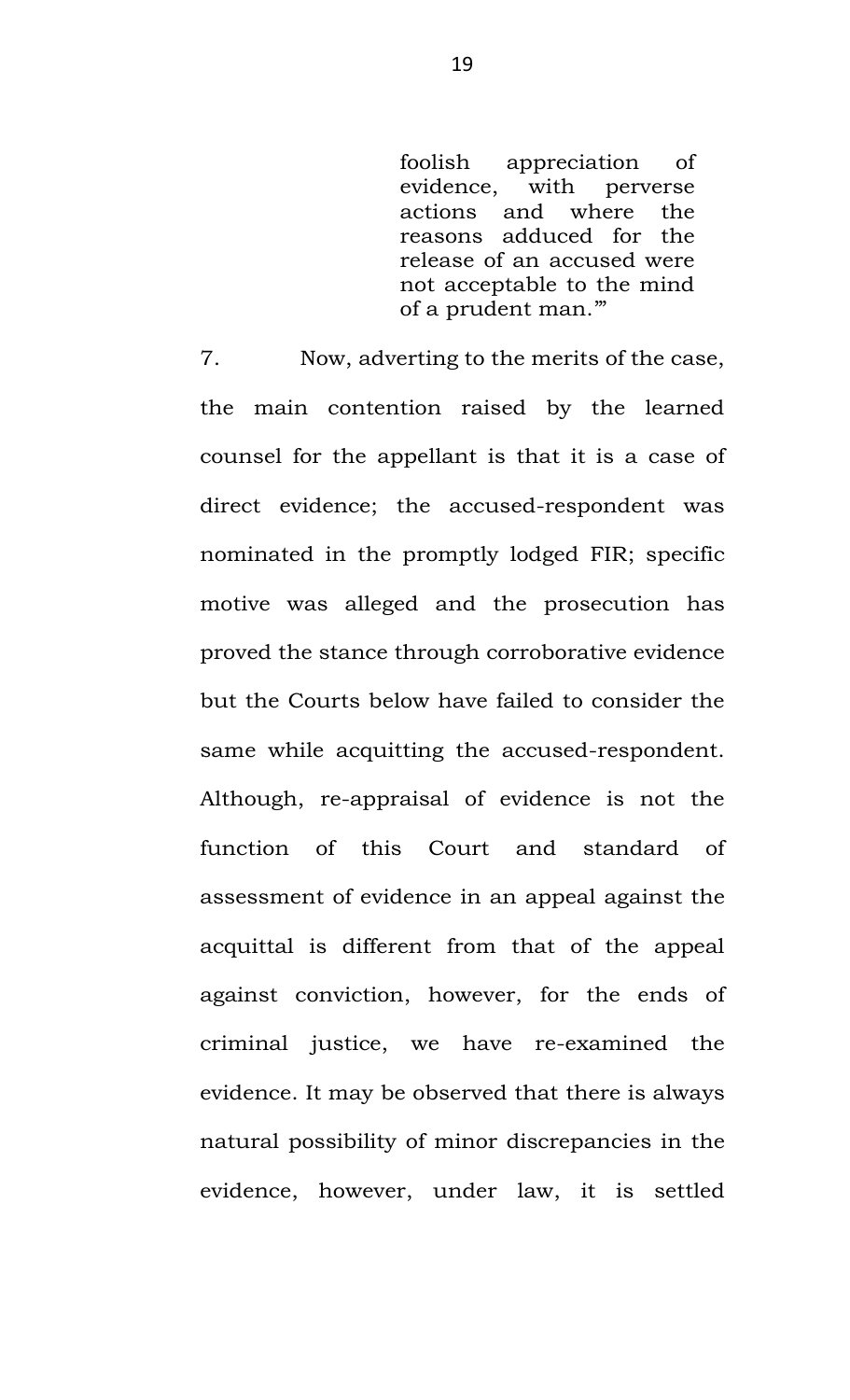> foolish appreciation of evidence, with perverse actions and where the reasons adduced for the release of an accused were not acceptable to the mind of a prudent man.'"

7. Now, adverting to the merits of the case, the main contention raised by the learned counsel for the appellant is that it is a case of direct evidence; the accused-respondent was nominated in the promptly lodged FIR; specific motive was alleged and the prosecution has proved the stance through corroborative evidence but the Courts below have failed to consider the same while acquitting the accused-respondent. Although, re-appraisal of evidence is not the function of this Court and standard of assessment of evidence in an appeal against the acquittal is different from that of the appeal against conviction, however, for the ends of criminal justice, we have re-examined the evidence. It may be observed that there is always natural possibility of minor discrepancies in the evidence, however, under law, it is settled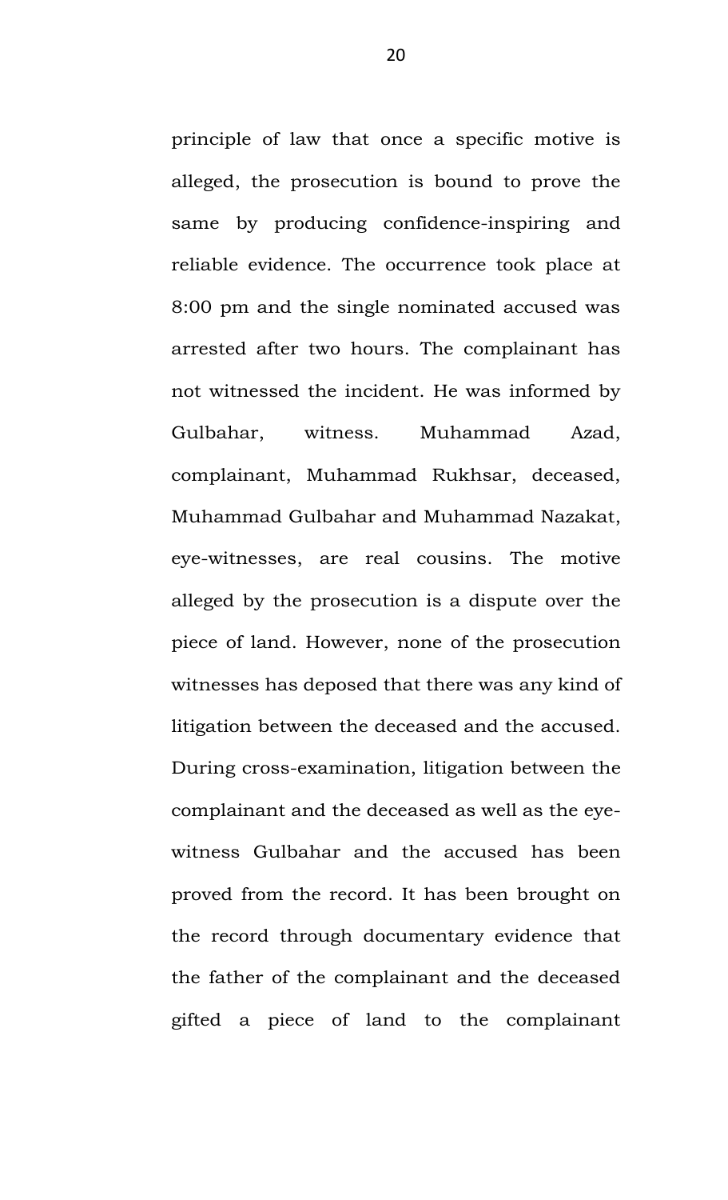principle of law that once a specific motive is alleged, the prosecution is bound to prove the same by producing confidence-inspiring and reliable evidence. The occurrence took place at 8:00 pm and the single nominated accused was arrested after two hours. The complainant has not witnessed the incident. He was informed by Gulbahar, witness. Muhammad Azad, complainant, Muhammad Rukhsar, deceased, Muhammad Gulbahar and Muhammad Nazakat, eye-witnesses, are real cousins. The motive alleged by the prosecution is a dispute over the piece of land. However, none of the prosecution witnesses has deposed that there was any kind of litigation between the deceased and the accused. During cross-examination, litigation between the complainant and the deceased as well as the eye-witness Gulbahar and the accused has been proved from the record. It has been brought on the record through documentary evidence that the father of the complainant and the deceased gifted a piece of land to the complainant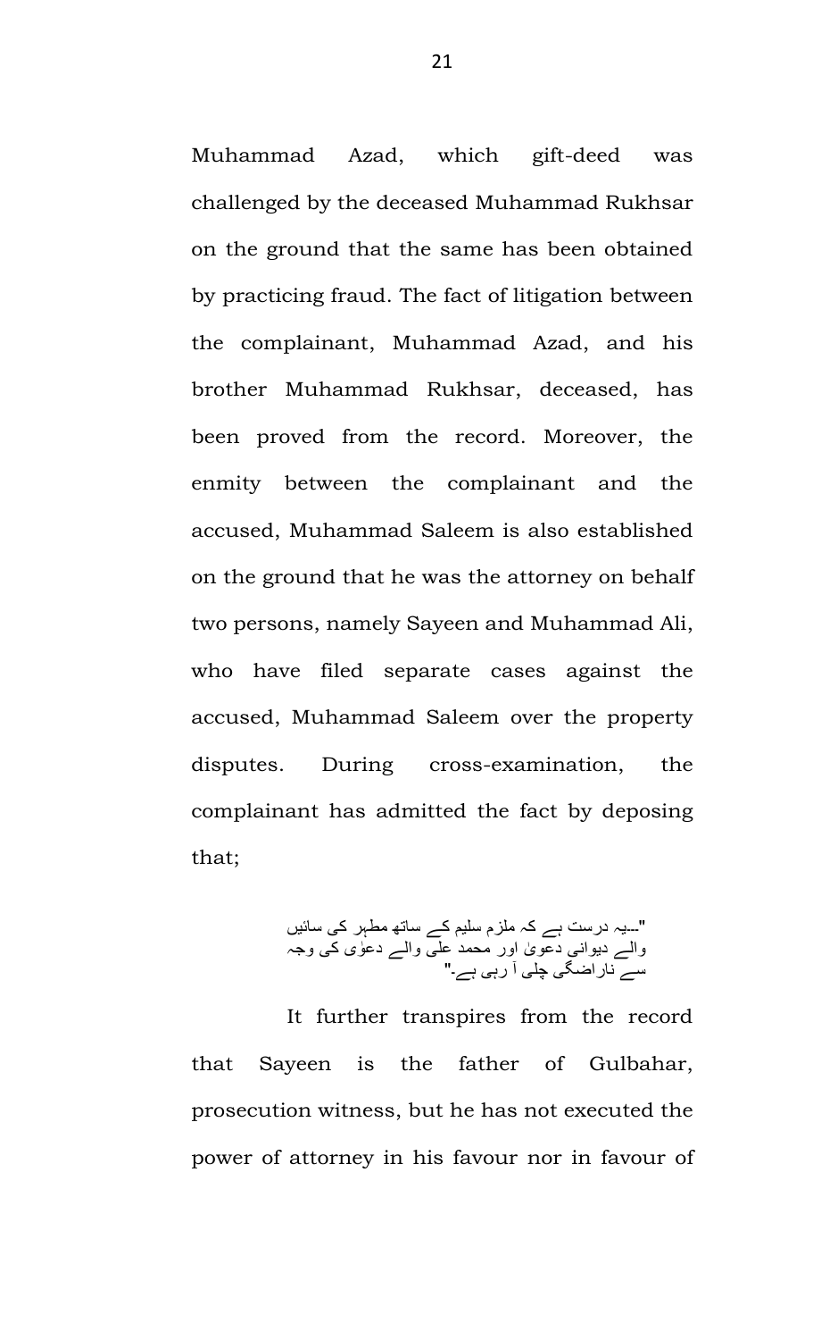Muhammad Azad, which gift-deed was challenged by the deceased Muhammad Rukhsar on the ground that the same has been obtained by practicing fraud. The fact of litigation between the complainant, Muhammad Azad, and his brother Muhammad Rukhsar, deceased, has been proved from the record. Moreover, the enmity between the complainant and the accused, Muhammad Saleem is also established on the ground that he was the attorney on behalf two persons, namely Sayeen and Muhammad Ali, who have filed separate cases against the accused, Muhammad Saleem over the property disputes. During cross-examination, the complainant has admitted the fact by deposing that;

"---یہ درست ہے کہ ملزم سلیم کے ساتھ مطہر کی سائیں والے دیوانی دعویٰ اور محمد علی والے دعوٰی کی وجہ سے ناراضگی چلی آ رہی ہے-"

It further transpires from the record that Sayeen is the father of Gulbahar, prosecution witness, but he has not executed the power of attorney in his favour nor in favour of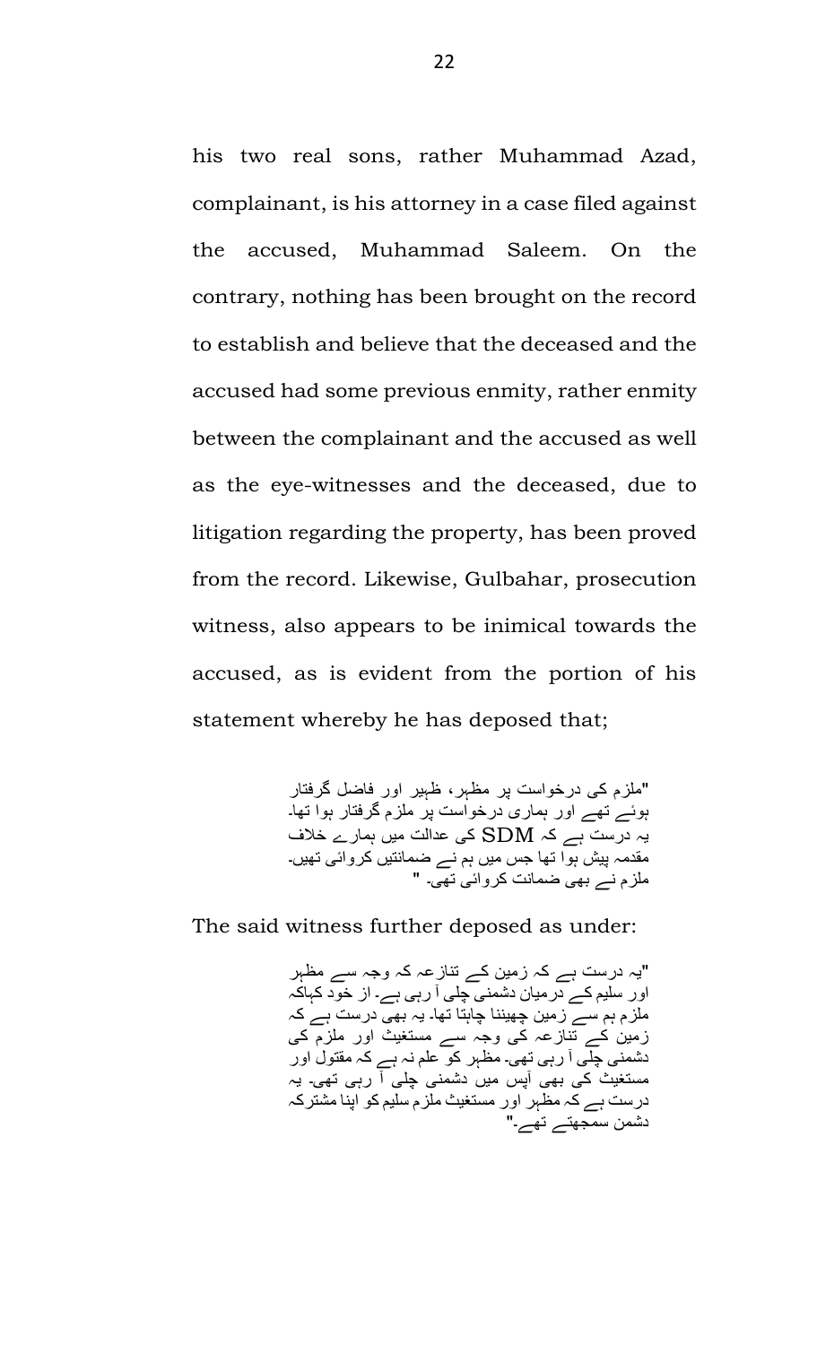his two real sons, rather Muhammad Azad, complainant, is his attorney in a case filed against the accused, Muhammad Saleem. On the contrary, nothing has been brought on the record to establish and believe that the deceased and the accused had some previous enmity, rather enmity between the complainant and the accused as well as the eye-witnesses and the deceased, due to litigation regarding the property, has been proved from the record. Likewise, Gulbahar, prosecution witness, also appears to be inimical towards the accused, as is evident from the portion of his statement whereby he has deposed that;

> "ملزم کی درخواست پر مظہر، ظہیر اور فاضل گرفتار ہوئے تھے اور ہماری درخواست پر ملزم گرفتار ہوا تھا۔ یہ درست ہے کہ SDM کی عدالت میں ہمارے خلاف مقدمہ پیش ہوا تھا جس میں ہم نے ضمانتیں کروائی تھیں۔ ملزم نے بھی ضمانت کروائی تھی۔ "

The said witness further deposed as under:

> "یہ درست ہے کہ زمین کے تنازعہ کہ وجہ سے مظہر اور سلیم کے درمیان دشمنی چلی آ رہی ہے۔ از خود کہاکہ ملزم ہم سے زمین چھیننا چاہتا تھا۔ یہ بھی درست ہے کہ زمین کے تنازعہ کی وجہ سے مستغیث اور ملزم کی دشمنی چلی آ رہی تھی۔ مظہر کو علم نہ ہے کہ مقتول اور مستغیث کی بھی آپس میں دشمنی چلی آ رہی تھی۔ یہ درست ہے کہ مظہر اور مستغیث ملزم سلیم کو اپنا مشترکہ دشمن سمجھتے تھے۔"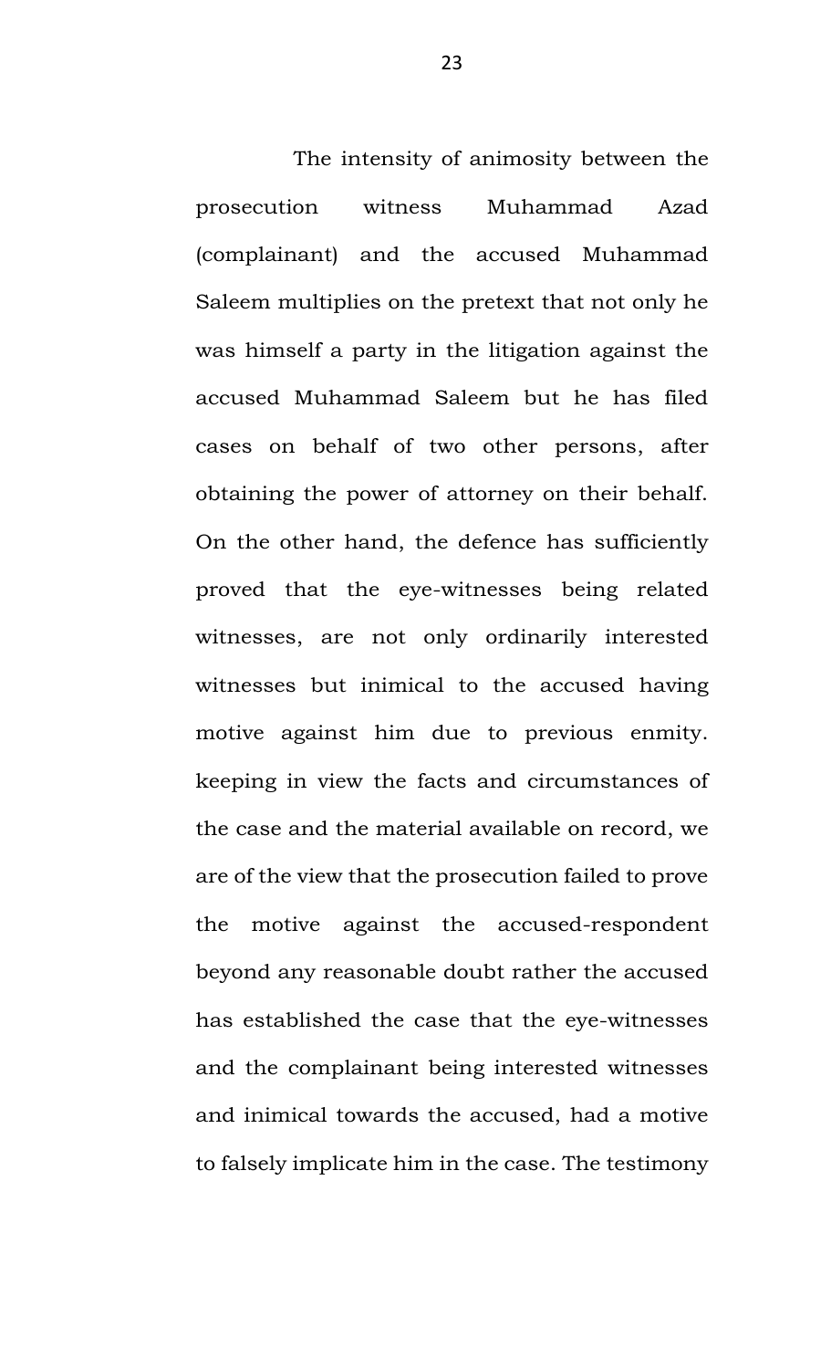The intensity of animosity between the prosecution witness Muhammad Azad (complainant) and the accused Muhammad Saleem multiplies on the pretext that not only he was himself a party in the litigation against the accused Muhammad Saleem but he has filed cases on behalf of two other persons, after obtaining the power of attorney on their behalf. On the other hand, the defence has sufficiently proved that the eye-witnesses being related witnesses, are not only ordinarily interested witnesses but inimical to the accused having motive against him due to previous enmity. keeping in view the facts and circumstances of the case and the material available on record, we are of the view that the prosecution failed to prove the motive against the accused-respondent beyond any reasonable doubt rather the accused has established the case that the eye-witnesses and the complainant being interested witnesses and inimical towards the accused, had a motive to falsely implicate him in the case. The testimony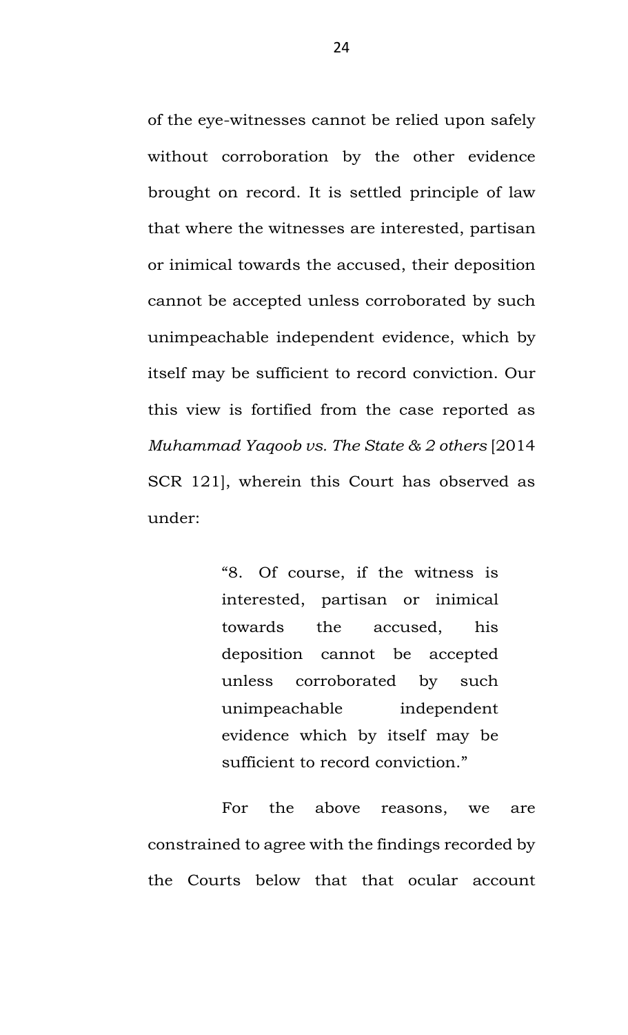of the eye-witnesses cannot be relied upon safely without corroboration by the other evidence brought on record. It is settled principle of law that where the witnesses are interested, partisan or inimical towards the accused, their deposition cannot be accepted unless corroborated by such unimpeachable independent evidence, which by itself may be sufficient to record conviction. Our this view is fortified from the case reported as *Muhammad Yaqoob vs. The State & 2 others* [2014 SCR 121], wherein this Court has observed as under:

> "8. Of course, if the witness is interested, partisan or inimical towards the accused, his deposition cannot be accepted unless corroborated by such unimpeachable independent evidence which by itself may be sufficient to record conviction."

For the above reasons, we are constrained to agree with the findings recorded by the Courts below that that ocular account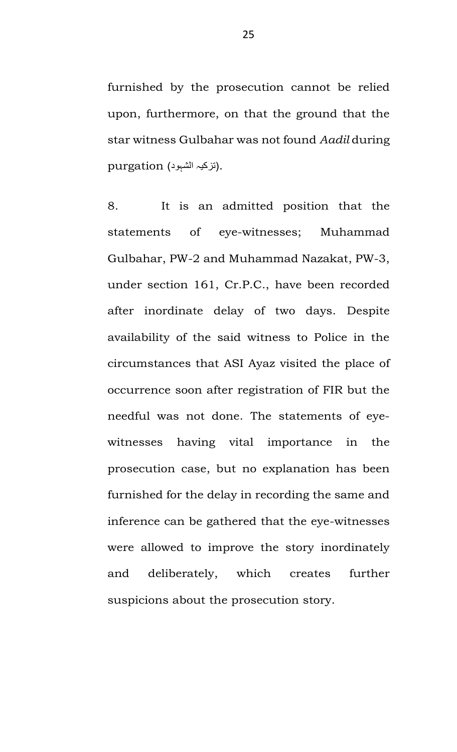furnished by the prosecution cannot be relied upon, furthermore, on that the ground that the star witness Gulbahar was not found *Aadil* during purgation (تزکیہ الشہود).

8. It is an admitted position that the statements of eye-witnesses; Muhammad Gulbahar, PW-2 and Muhammad Nazakat, PW-3, under section 161, Cr.P.C., have been recorded after inordinate delay of two days. Despite availability of the said witness to Police in the circumstances that ASI Ayaz visited the place of occurrence soon after registration of FIR but the needful was not done. The statements of eye-witnesses having vital importance in the prosecution case, but no explanation has been furnished for the delay in recording the same and inference can be gathered that the eye-witnesses were allowed to improve the story inordinately and deliberately, which creates further suspicions about the prosecution story.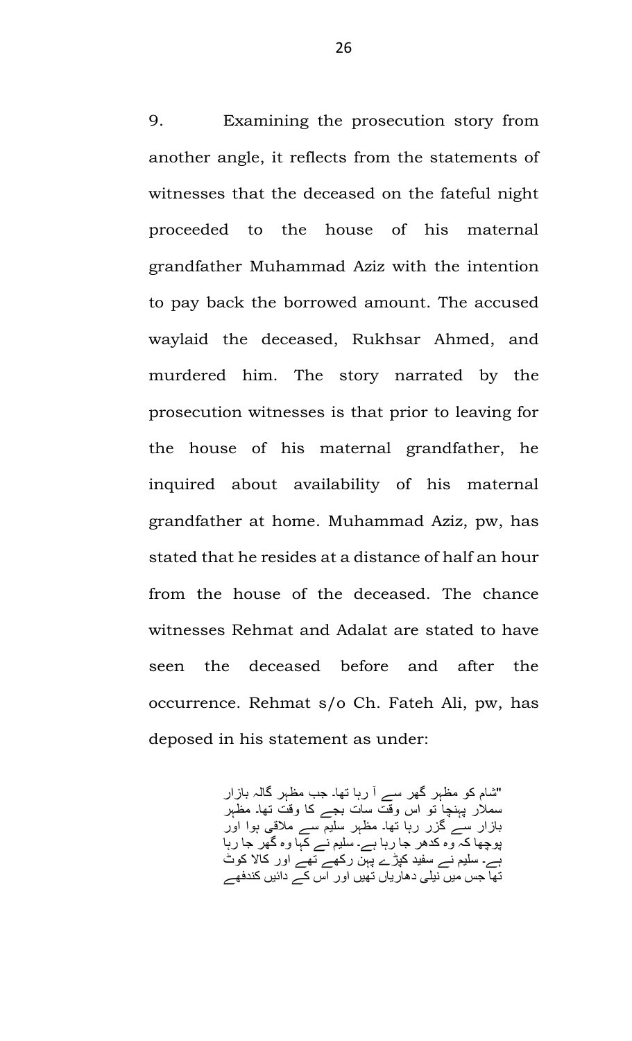9. Examining the prosecution story from another angle, it reflects from the statements of witnesses that the deceased on the fateful night proceeded to the house of his maternal grandfather Muhammad Aziz with the intention to pay back the borrowed amount. The accused waylaid the deceased, Rukhsar Ahmed, and murdered him. The story narrated by the prosecution witnesses is that prior to leaving for the house of his maternal grandfather, he inquired about availability of his maternal grandfather at home. Muhammad Aziz, pw, has stated that he resides at a distance of half an hour from the house of the deceased. The chance witnesses Rehmat and Adalat are stated to have seen the deceased before and after the occurrence. Rehmat s/o Ch. Fateh Ali, pw, has deposed in his statement as under:

> "شام کو مظہر گھر سے آ رہا تھا۔ جب مظہر گالہ بازار سملار پہنچا تو اس وقت سات بجے کا وقت تھا۔ مظہر بازار سے گزر رہا تھا۔ مظہر سلیم سے ملاقی ہوا اور پوچھا کہ وہ کدھر جا رہا ہے۔ سلیم نے کہا وہ گھر جا رہا ہے۔ سلیم نے سفید کپڑے پہن رکھے تھے اور کالا کوٹ تھا جس میں نیلی دھاریاں تھیں اور اس کے دائیں کندھے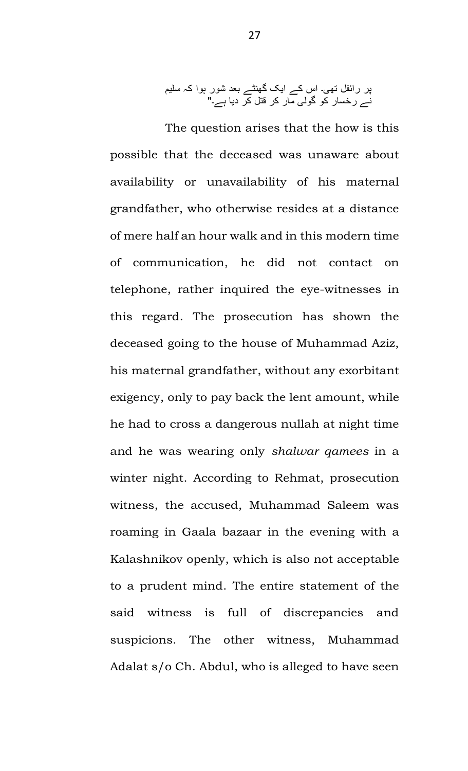پر رائفل تھی۔ اس کے ایک گھنٹے بعد شور ہوا کہ سلیم نے رخسار کو گولی مار کر قتل کر دیا ہے۔"

The question arises that the how is this possible that the deceased was unaware about availability or unavailability of his maternal grandfather, who otherwise resides at a distance of mere half an hour walk and in this modern time of communication, he did not contact on telephone, rather inquired the eye-witnesses in this regard. The prosecution has shown the deceased going to the house of Muhammad Aziz, his maternal grandfather, without any exorbitant exigency, only to pay back the lent amount, while he had to cross a dangerous nullah at night time and he was wearing only *shalwar qamees* in a winter night. According to Rehmat, prosecution witness, the accused, Muhammad Saleem was roaming in Gaala bazaar in the evening with a Kalashnikov openly, which is also not acceptable to a prudent mind. The entire statement of the said witness is full of discrepancies and suspicions. The other witness, Muhammad Adalat s/o Ch. Abdul, who is alleged to have seen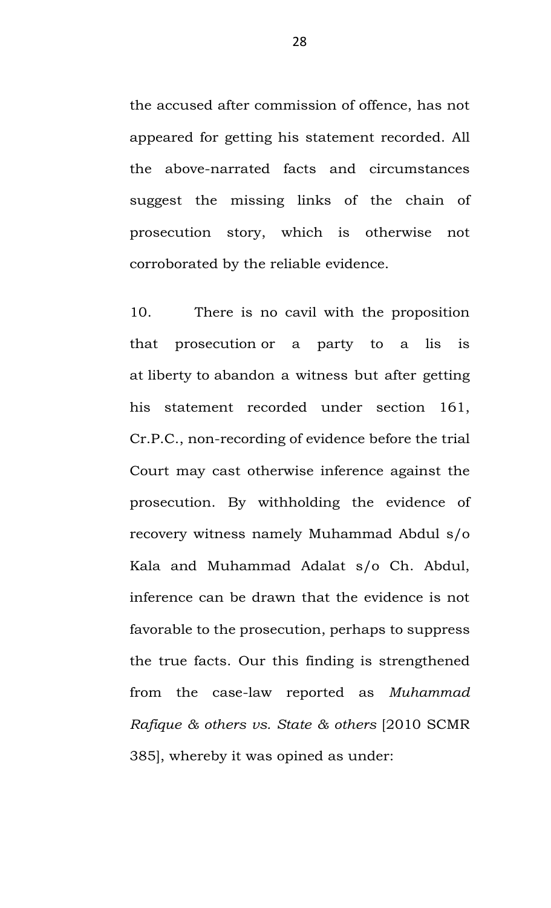the accused after commission of offence, has not appeared for getting his statement recorded. All the above-narrated facts and circumstances suggest the missing links of the chain of prosecution story, which is otherwise not corroborated by the reliable evidence.

10. There is no cavil with the proposition that prosecution or a party to a lis is at liberty to abandon a witness but after getting his statement recorded under section 161, Cr.P.C., non-recording of evidence before the trial Court may cast otherwise inference against the prosecution. By withholding the evidence of recovery witness namely Muhammad Abdul s/o Kala and Muhammad Adalat s/o Ch. Abdul, inference can be drawn that the evidence is not favorable to the prosecution, perhaps to suppress the true facts. Our this finding is strengthened from the case-law reported as *Muhammad Rafique & others vs. State & others* [2010 SCMR 385], whereby it was opined as under: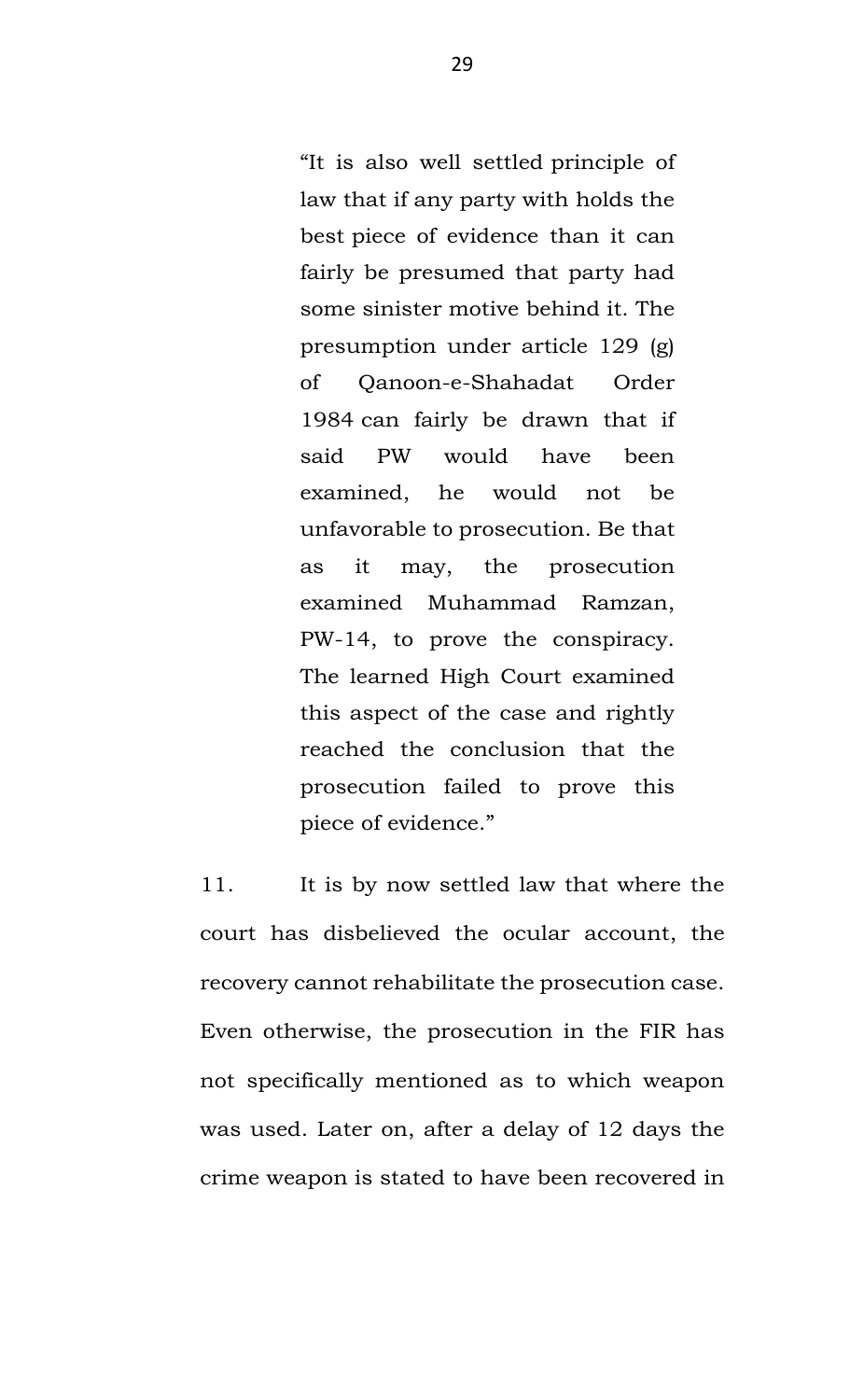> "It is also well settled principle of law that if any party with holds the best piece of evidence than it can fairly be presumed that party had some sinister motive behind it. The presumption under article 129 (g) of Qanoon-e-Shahadat Order 1984 can fairly be drawn that if said PW would have been examined, he would not be unfavorable to prosecution. Be that as it may, the prosecution examined Muhammad Ramzan, PW-14, to prove the conspiracy. The learned High Court examined this aspect of the case and rightly reached the conclusion that the prosecution failed to prove this piece of evidence."

11. It is by now settled law that where the court has disbelieved the ocular account, the recovery cannot rehabilitate the prosecution case. Even otherwise, the prosecution in the FIR has not specifically mentioned as to which weapon was used. Later on, after a delay of 12 days the crime weapon is stated to have been recovered in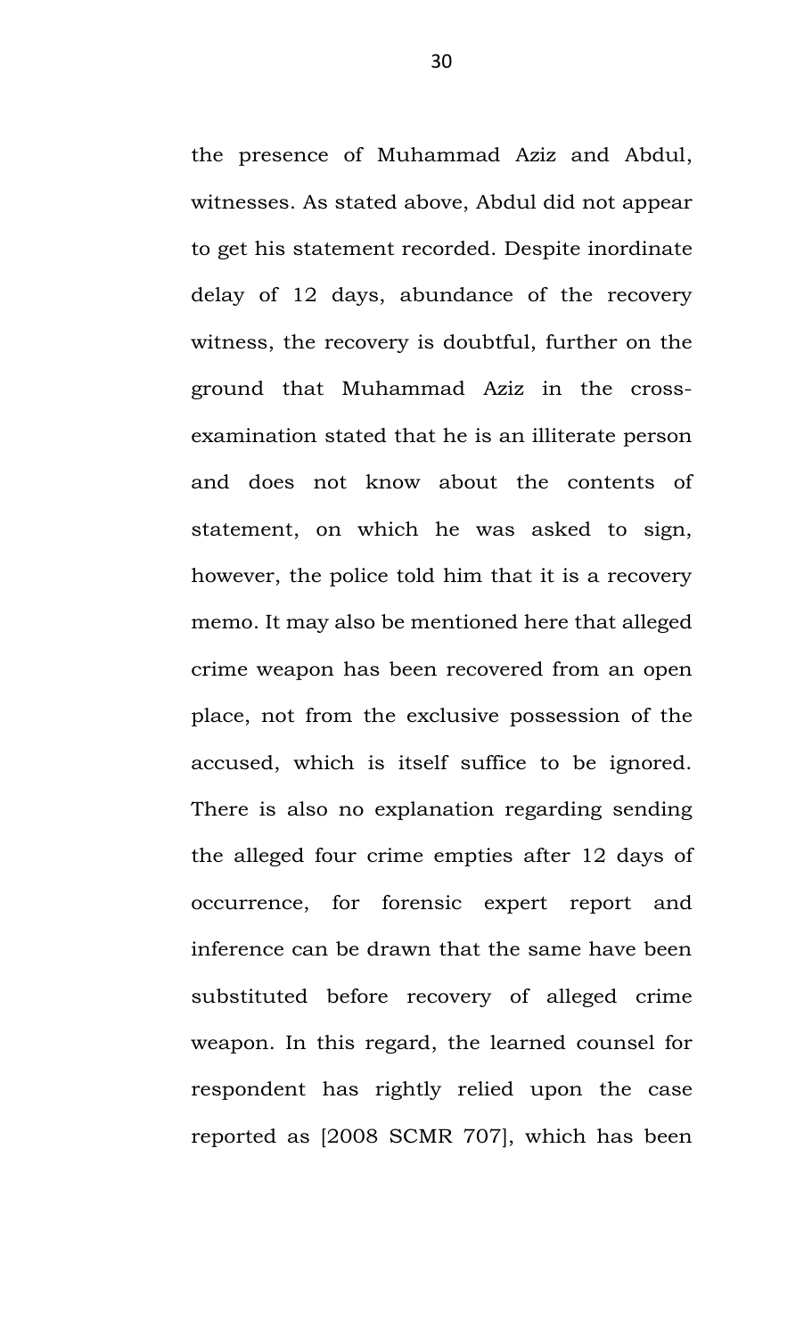the presence of Muhammad Aziz and Abdul, witnesses. As stated above, Abdul did not appear to get his statement recorded. Despite inordinate delay of 12 days, abundance of the recovery witness, the recovery is doubtful, further on the ground that Muhammad Aziz in the cross-examination stated that he is an illiterate person and does not know about the contents of statement, on which he was asked to sign, however, the police told him that it is a recovery memo. It may also be mentioned here that alleged crime weapon has been recovered from an open place, not from the exclusive possession of the accused, which is itself suffice to be ignored. There is also no explanation regarding sending the alleged four crime empties after 12 days of occurrence, for forensic expert report and inference can be drawn that the same have been substituted before recovery of alleged crime weapon. In this regard, the learned counsel for respondent has rightly relied upon the case reported as [2008 SCMR 707], which has been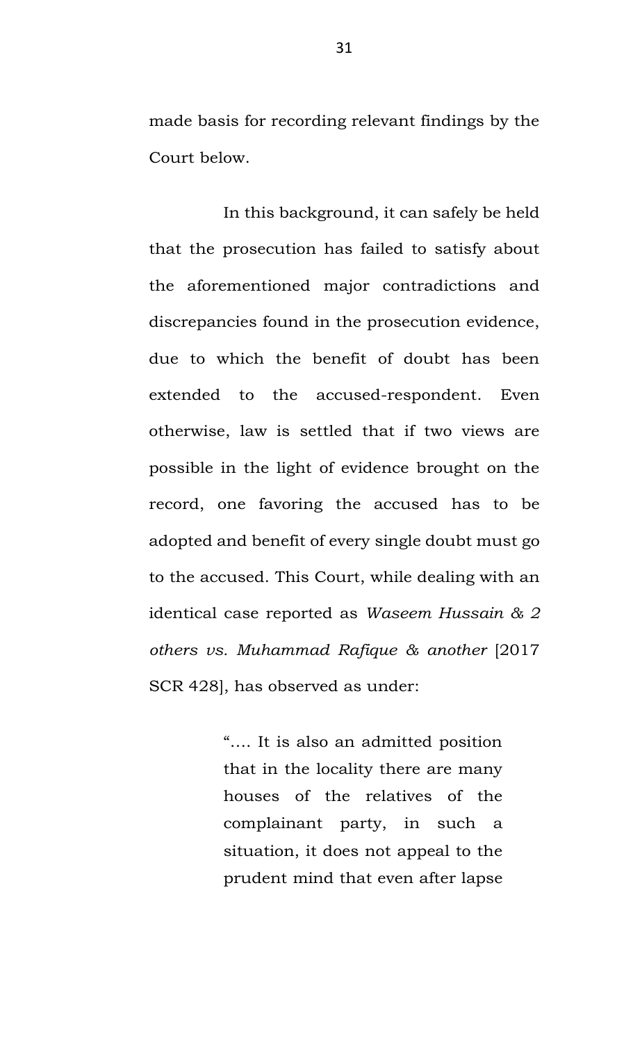made basis for recording relevant findings by the Court below.

In this background, it can safely be held that the prosecution has failed to satisfy about the aforementioned major contradictions and discrepancies found in the prosecution evidence, due to which the benefit of doubt has been extended to the accused-respondent. Even otherwise, law is settled that if two views are possible in the light of evidence brought on the record, one favoring the accused has to be adopted and benefit of every single doubt must go to the accused. This Court, while dealing with an identical case reported as *Waseem Hussain & 2 others vs. Muhammad Rafique & another* [2017 SCR 428], has observed as under:

> "…. It is also an admitted position that in the locality there are many houses of the relatives of the complainant party, in such a situation, it does not appeal to the prudent mind that even after lapse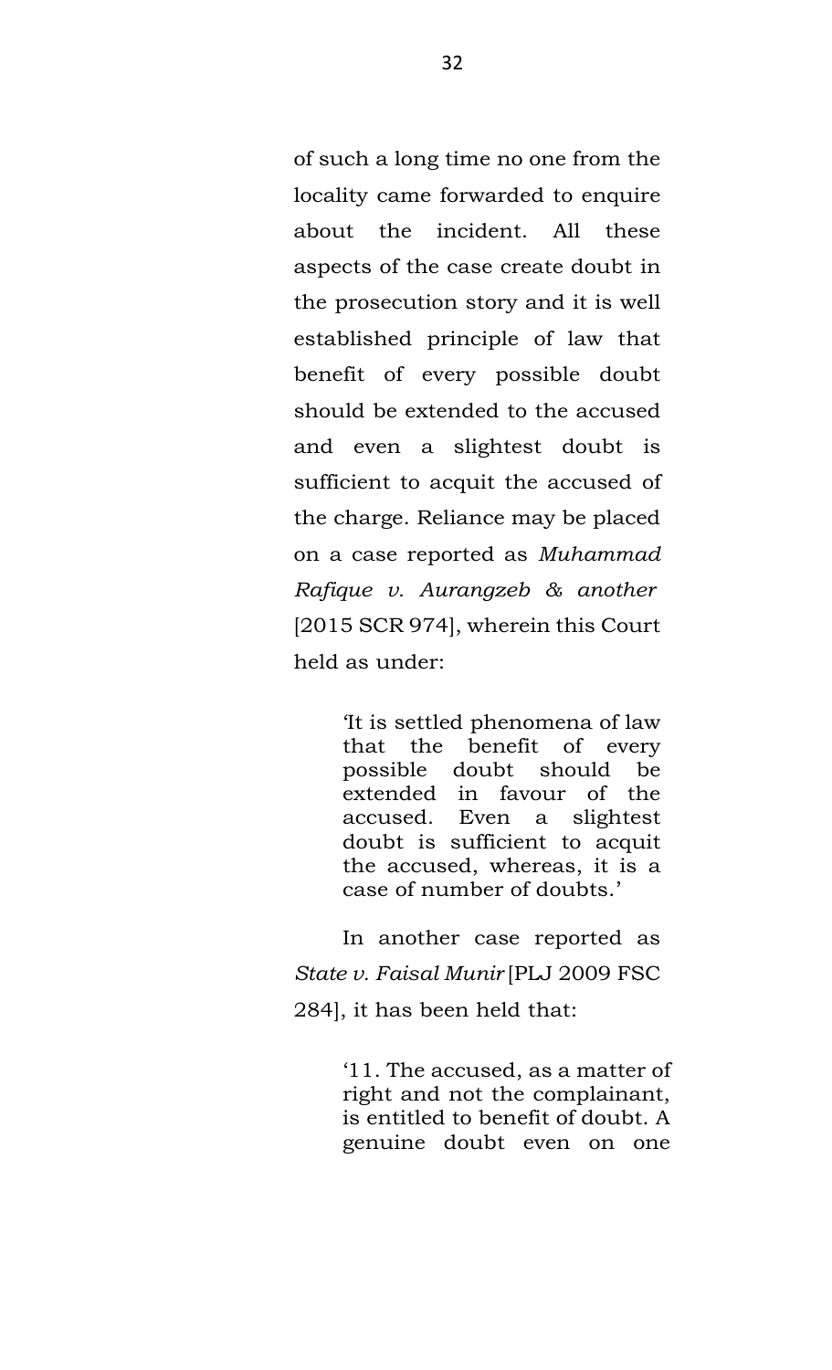of such a long time no one from the locality came forwarded to enquire about the incident. All these aspects of the case create doubt in the prosecution story and it is well established principle of law that benefit of every possible doubt should be extended to the accused and even a slightest doubt is sufficient to acquit the accused of the charge. Reliance may be placed on a case reported as *Muhammad Rafique v. Aurangzeb & another* [2015 SCR 974], wherein this Court held as under:

> 'It is settled phenomena of law that the benefit of every possible doubt should be extended in favour of the accused. Even a slightest doubt is sufficient to acquit the accused, whereas, it is a case of number of doubts.'

In another case reported as *State v. Faisal Munir* [PLJ 2009 FSC 284], it has been held that:

> '11. The accused, as a matter of right and not the complainant, is entitled to benefit of doubt. A genuine doubt even on one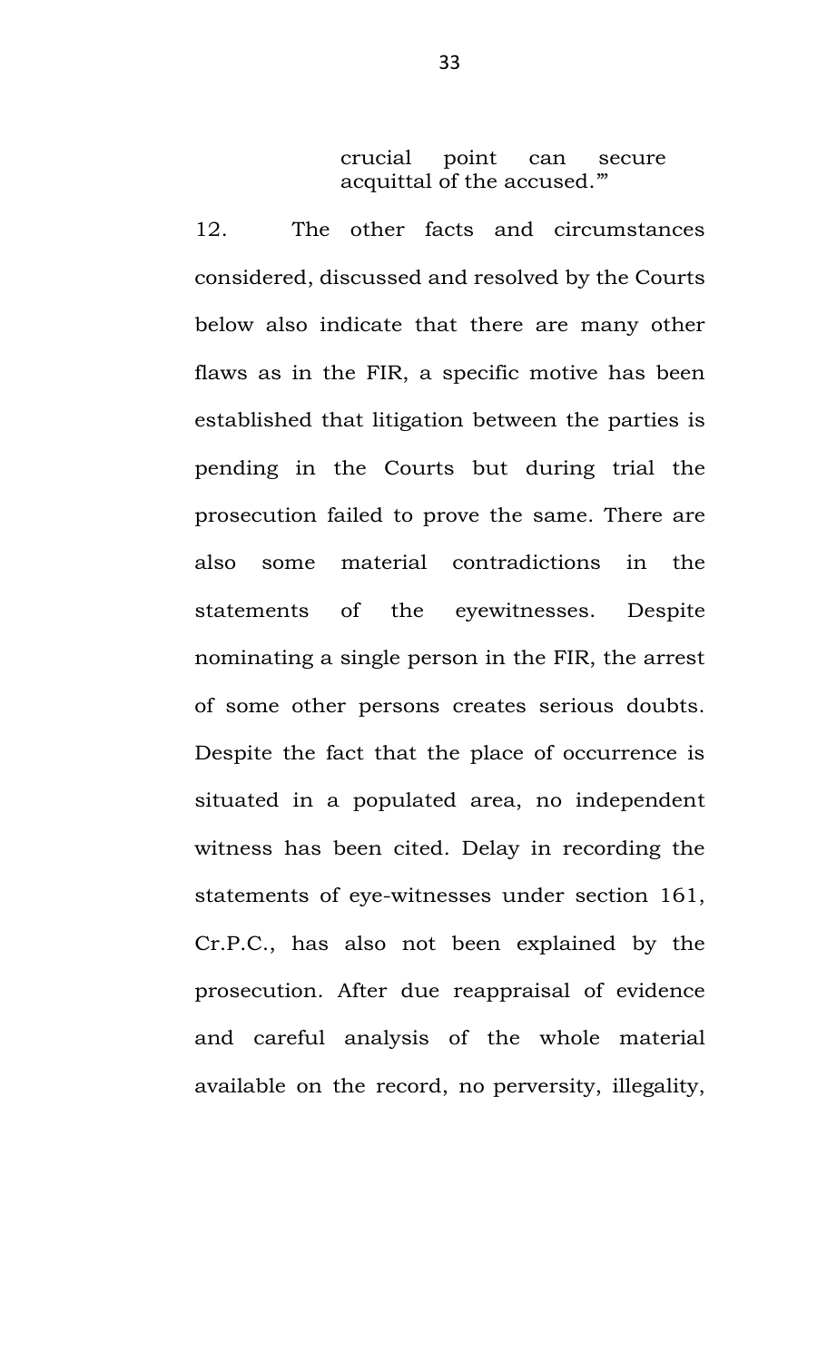> crucial point can secure acquittal of the accused.'"

12. The other facts and circumstances considered, discussed and resolved by the Courts below also indicate that there are many other flaws as in the FIR, a specific motive has been established that litigation between the parties is pending in the Courts but during trial the prosecution failed to prove the same. There are also some material contradictions in the statements of the eyewitnesses. Despite nominating a single person in the FIR, the arrest of some other persons creates serious doubts. Despite the fact that the place of occurrence is situated in a populated area, no independent witness has been cited. Delay in recording the statements of eye-witnesses under section 161, Cr.P.C., has also not been explained by the prosecution. After due reappraisal of evidence and careful analysis of the whole material available on the record, no perversity, illegality,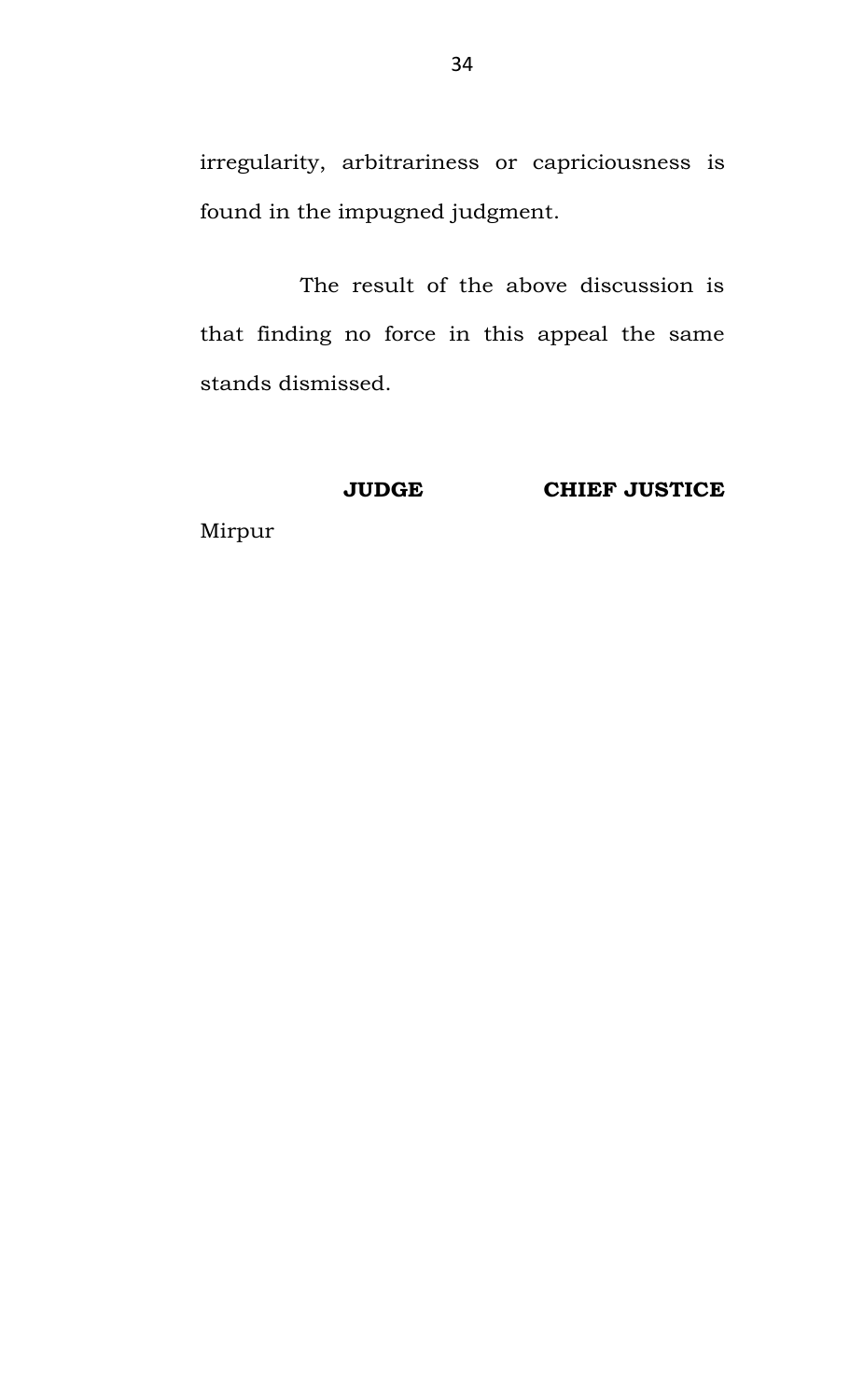irregularity, arbitrariness or capriciousness is found in the impugned judgment.

The result of the above discussion is that finding no force in this appeal the same stands dismissed.

**JUDGE** **CHIEF JUSTICE**

Mirpur